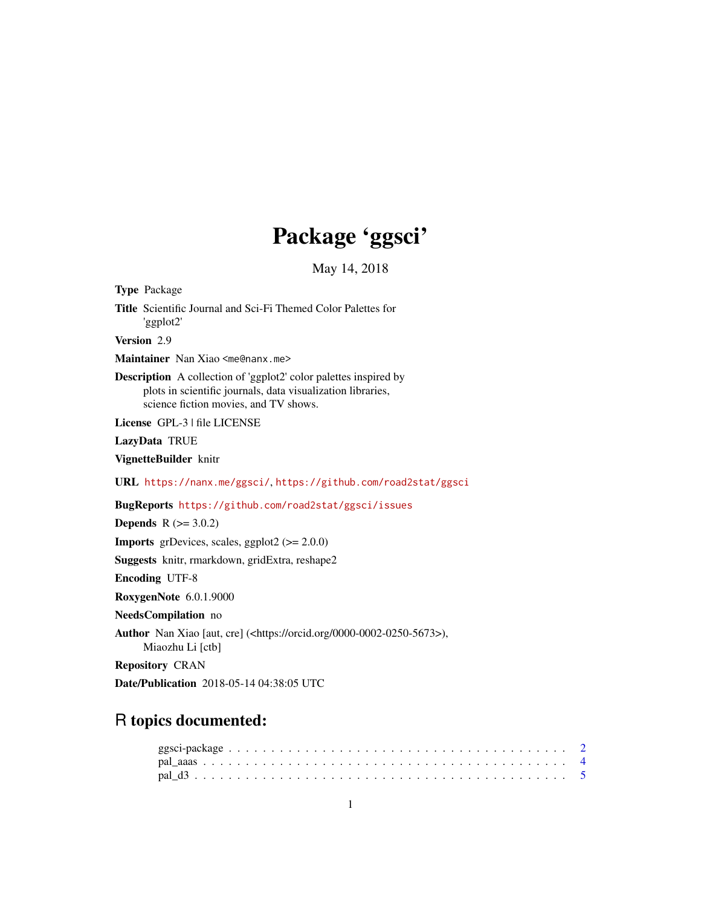# Package 'ggsci'

May 14, 2018

**Type** Package

**Title** Scientific Journal and Sci-Fi Themed Color Palettes for 'ggplot2'

**Version** 2.9

**Maintainer** Nan Xiao <me@nanx.me>

**Description** A collection of 'ggplot2' color palettes inspired by plots in scientific journals, data visualization libraries, science fiction movies, and TV shows.

**License** GPL-3 | file LICENSE

**LazyData** TRUE

**VignetteBuilder** knitr

**URL** https://nanx.me/ggsci/, https://github.com/road2stat/ggsci

**BugReports** https://github.com/road2stat/ggsci/issues

**Depends** R (>= 3.0.2)

**Imports** grDevices, scales, ggplot2 (>= 2.0.0)

**Suggests** knitr, rmarkdown, gridExtra, reshape2

**Encoding** UTF-8

**RoxygenNote** 6.0.1.9000

**NeedsCompilation** no

**Author** Nan Xiao [aut, cre] (<https://orcid.org/0000-0002-0250-5673>), Miaozhu Li [ctb]

**Repository** CRAN

**Date/Publication** 2018-05-14 04:38:05 UTC

## R topics documented:

ggsci-package . . . . . . . . . . . . . . . . . . . . . . . . . . . . . . . . . . . . . . . . 2
pal_aaas . . . . . . . . . . . . . . . . . . . . . . . . . . . . . . . . . . . . . . . . . . 4
pal_d3 . . . . . . . . . . . . . . . . . . . . . . . . . . . . . . . . . . . . . . . . . . . 5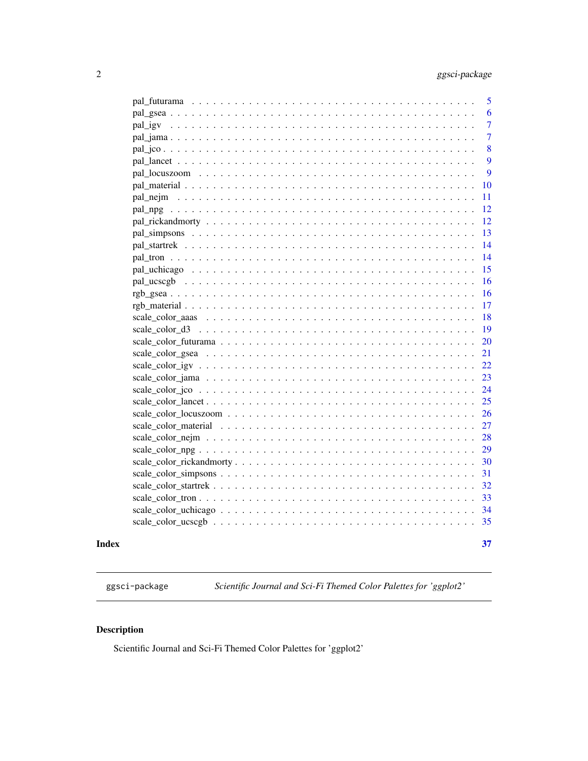| | |
|---|---|
| pal_futurama | 5 |
| pal_gsea | 6 |
| pal_igv | 7 |
| pal_jama | 7 |
| pal_jco | 8 |
| pal_lancet | 9 |
| pal_locuszoom | 9 |
| pal_material | 10 |
| pal_nejm | 11 |
| pal_npg | 12 |
| pal_rickandmorty | 12 |
| pal_simpsons | 13 |
| pal_startrek | 14 |
| pal_tron | 14 |
| pal_uchicago | 15 |
| pal_ucscgb | 16 |
| rgb_gsea | 16 |
| rgb_material | 17 |
| scale_color_aaas | 18 |
| scale_color_d3 | 19 |
| scale_color_futurama | 20 |
| scale_color_gsea | 21 |
| scale_color_igv | 22 |
| scale_color_jama | 23 |
| scale_color_jco | 24 |
| scale_color_lancet | 25 |
| scale_color_locuszoom | 26 |
| scale_color_material | 27 |
| scale_color_nejm | 28 |
| scale_color_npg | 29 |
| scale_color_rickandmorty | 30 |
| scale_color_simpsons | 31 |
| scale_color_startrek | 32 |
| scale_color_tron | 33 |
| scale_color_uchicago | 34 |
| scale_color_ucscgb | 35 |

**Index** **37**

---

`ggsci-package` *Scientific Journal and Sci-Fi Themed Color Palettes for 'ggplot2'*

---

## Description

Scientific Journal and Sci-Fi Themed Color Palettes for 'ggplot2'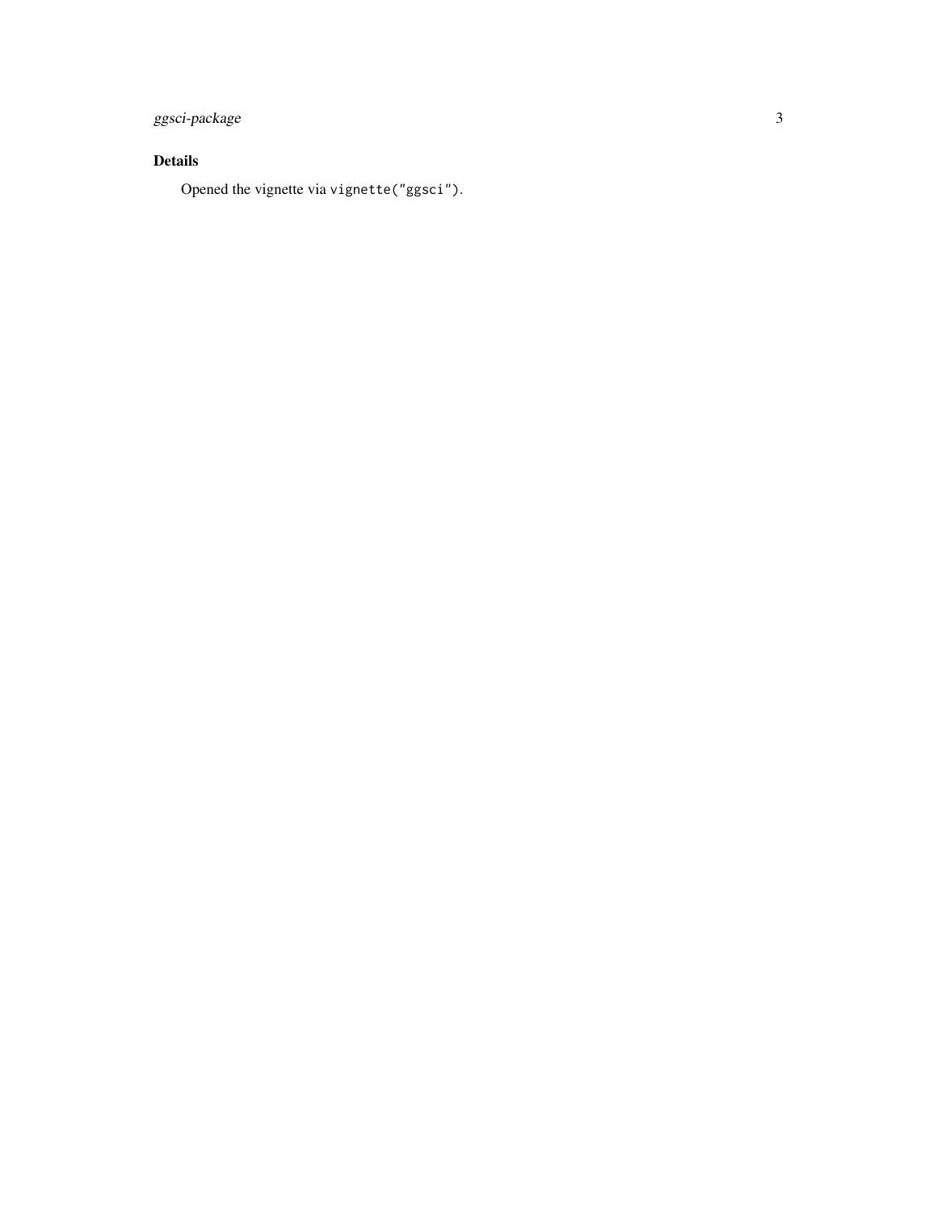## Details

Opened the vignette via `vignette("ggsci")`.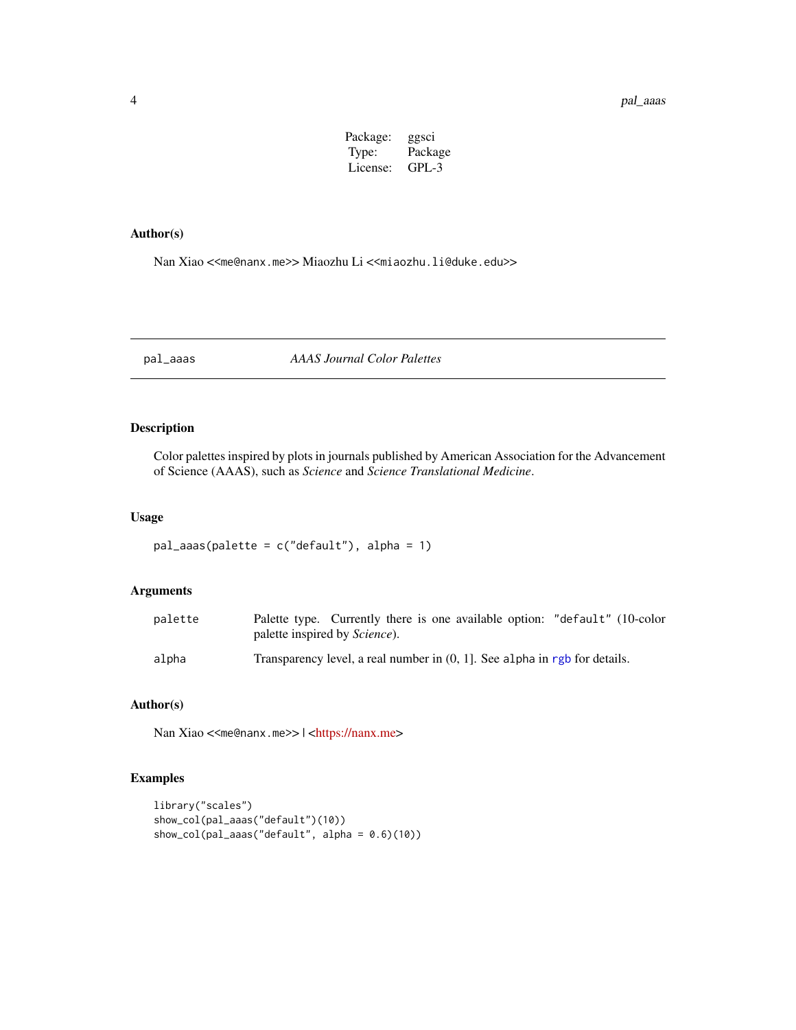| | |
|---|---|
| Package: | ggsci |
| Type: | Package |
| License: | GPL-3 |

### Author(s)

Nan Xiao <<me@nanx.me>> Miaozhu Li <<miaozhu.li@duke.edu>>

---

## pal_aaas — *AAAS Journal Color Palettes*

---

### Description

Color palettes inspired by plots in journals published by American Association for the Advancement of Science (AAAS), such as *Science* and *Science Translational Medicine*.

### Usage

```
pal_aaas(palette = c("default"), alpha = 1)
```

### Arguments

| | |
|---|---|
| palette | Palette type. Currently there is one available option: "default" (10-color palette inspired by *Science*). |
| alpha | Transparency level, a real number in (0, 1]. See alpha in rgb for details. |

### Author(s)

Nan Xiao <<me@nanx.me>> | <https://nanx.me>

### Examples

```
library("scales")
show_col(pal_aaas("default")(10))
show_col(pal_aaas("default", alpha = 0.6)(10))
```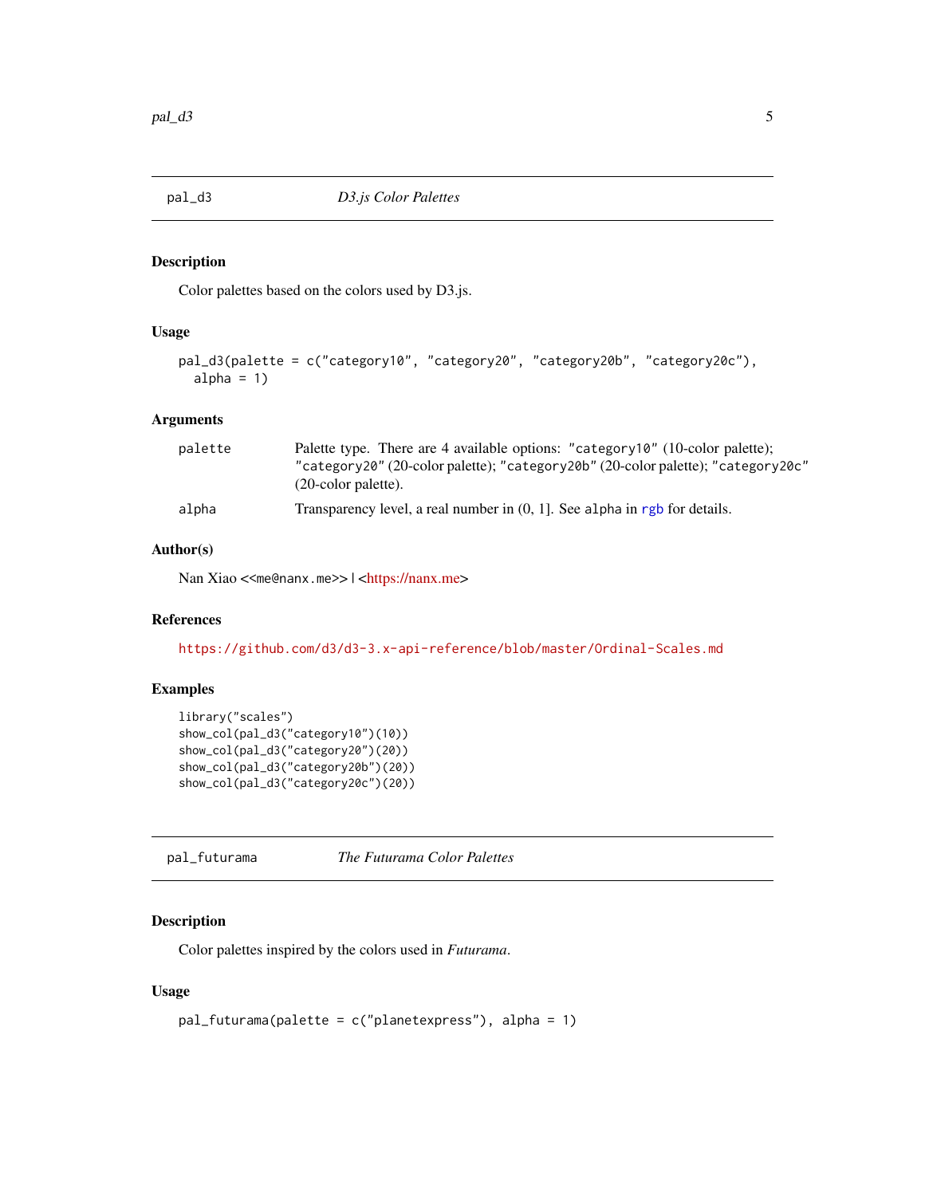## pal_d3 — *D3.js Color Palettes*

### Description

Color palettes based on the colors used by D3.js.

### Usage

```
pal_d3(palette = c("category10", "category20", "category20b", "category20c"),
  alpha = 1)
```

### Arguments

| | |
|---|---|
| palette | Palette type. There are 4 available options: `"category10"` (10-color palette); `"category20"` (20-color palette); `"category20b"` (20-color palette); `"category20c"` (20-color palette). |
| alpha | Transparency level, a real number in (0, 1]. See `alpha` in `rgb` for details. |

### Author(s)

Nan Xiao <<me@nanx.me>> | <https://nanx.me>

### References

https://github.com/d3/d3-3.x-api-reference/blob/master/Ordinal-Scales.md

### Examples

```
library("scales")
show_col(pal_d3("category10")(10))
show_col(pal_d3("category20")(20))
show_col(pal_d3("category20b")(20))
show_col(pal_d3("category20c")(20))
```

## pal_futurama — *The Futurama Color Palettes*

### Description

Color palettes inspired by the colors used in *Futurama*.

### Usage

```
pal_futurama(palette = c("planetexpress"), alpha = 1)
```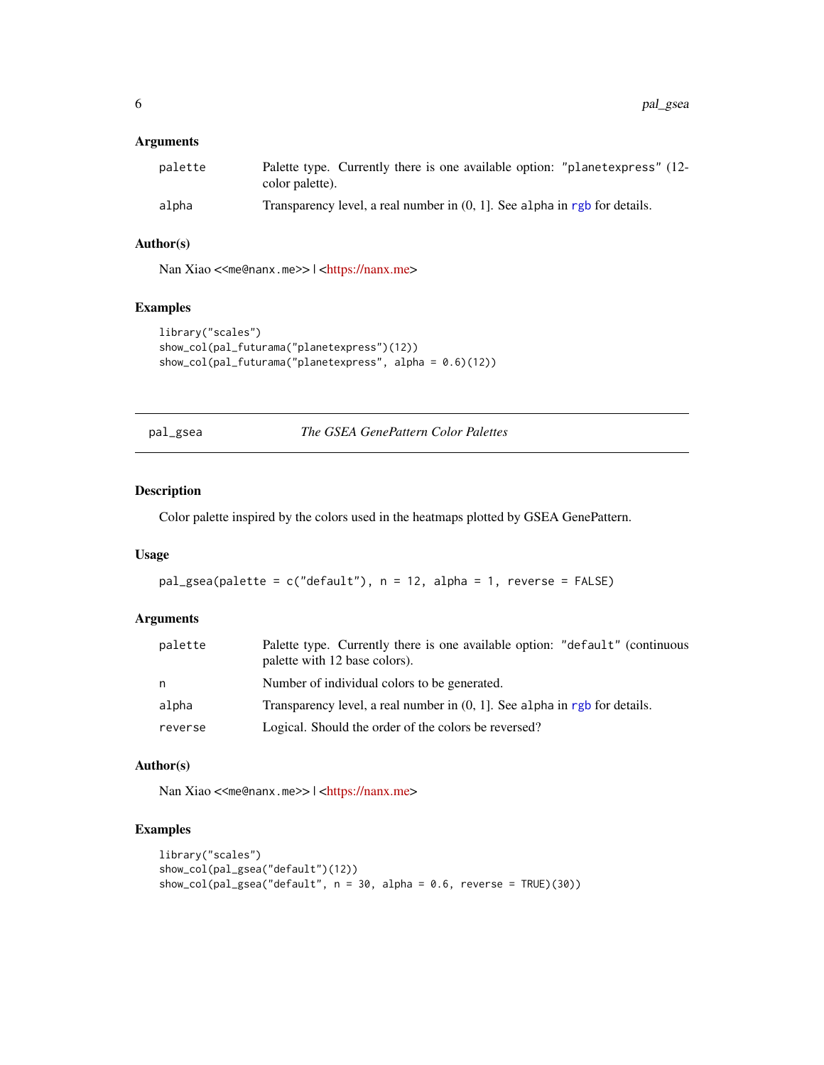## Arguments

| | |
|---|---|
| palette | Palette type. Currently there is one available option: "planetexpress" (12-color palette). |
| alpha | Transparency level, a real number in (0, 1]. See alpha in rgb for details. |

## Author(s)

Nan Xiao <<me@nanx.me>> | <https://nanx.me>

## Examples

```
library("scales")
show_col(pal_futurama("planetexpress")(12))
show_col(pal_futurama("planetexpress", alpha = 0.6)(12))
```

---

# pal_gsea — *The GSEA GenePattern Color Palettes*

## Description

Color palette inspired by the colors used in the heatmaps plotted by GSEA GenePattern.

## Usage

```
pal_gsea(palette = c("default"), n = 12, alpha = 1, reverse = FALSE)
```

## Arguments

| | |
|---|---|
| palette | Palette type. Currently there is one available option: "default" (continuous palette with 12 base colors). |
| n | Number of individual colors to be generated. |
| alpha | Transparency level, a real number in (0, 1]. See alpha in rgb for details. |
| reverse | Logical. Should the order of the colors be reversed? |

## Author(s)

Nan Xiao <<me@nanx.me>> | <https://nanx.me>

## Examples

```
library("scales")
show_col(pal_gsea("default")(12))
show_col(pal_gsea("default", n = 30, alpha = 0.6, reverse = TRUE)(30))
```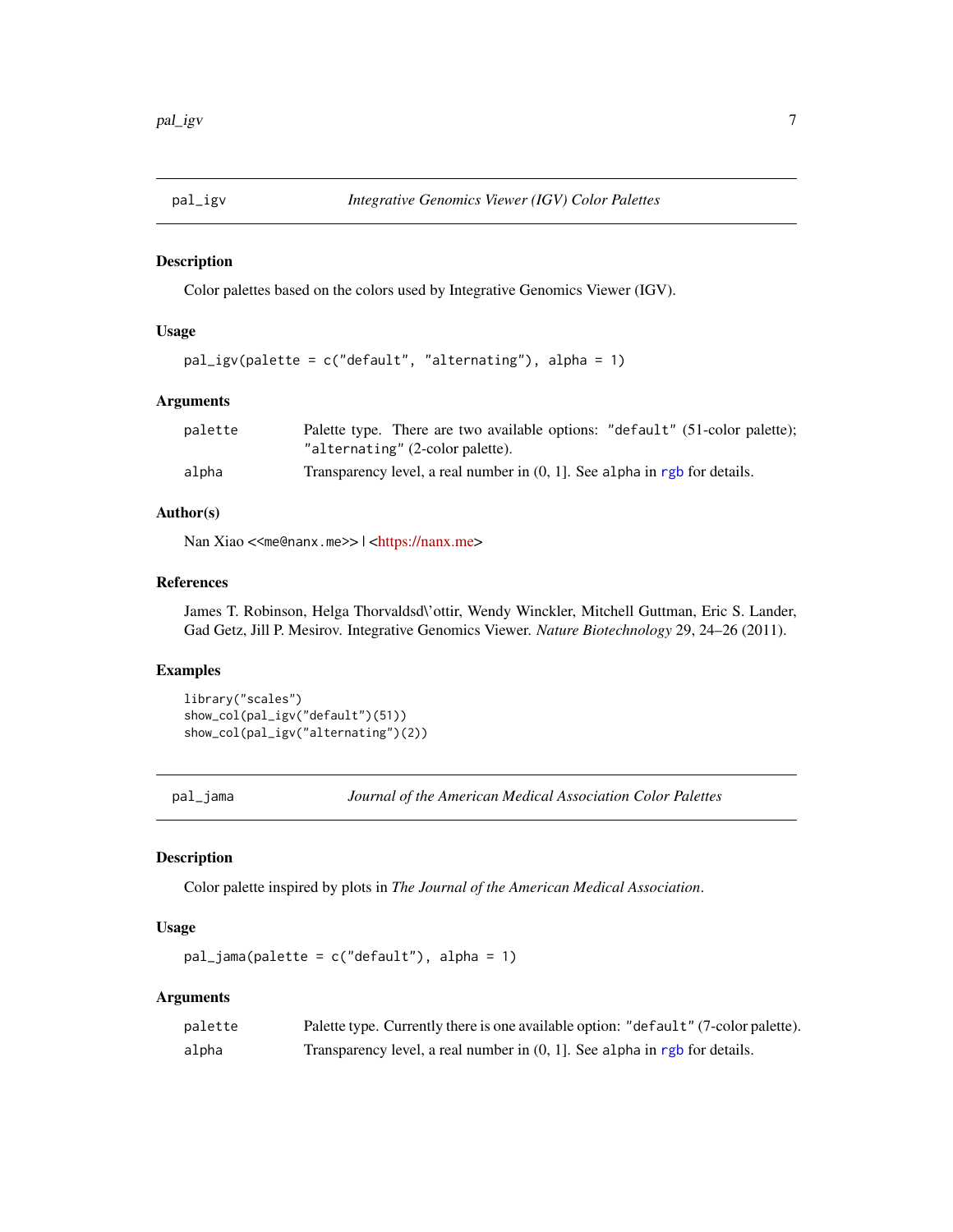## pal_igv — *Integrative Genomics Viewer (IGV) Color Palettes*

### Description

Color palettes based on the colors used by Integrative Genomics Viewer (IGV).

### Usage

```
pal_igv(palette = c("default", "alternating"), alpha = 1)
```

### Arguments

| | |
|---|---|
| palette | Palette type. There are two available options: `"default"` (51-color palette); `"alternating"` (2-color palette). |
| alpha | Transparency level, a real number in (0, 1]. See `alpha` in `rgb` for details. |

### Author(s)

Nan Xiao <`<me@nanx.me>`> | <https://nanx.me>

### References

James T. Robinson, Helga Thorvaldsd\'ottir, Wendy Winckler, Mitchell Guttman, Eric S. Lander, Gad Getz, Jill P. Mesirov. Integrative Genomics Viewer. *Nature Biotechnology* 29, 24–26 (2011).

### Examples

```
library("scales")
show_col(pal_igv("default")(51))
show_col(pal_igv("alternating")(2))
```

## pal_jama — *Journal of the American Medical Association Color Palettes*

### Description

Color palette inspired by plots in *The Journal of the American Medical Association*.

### Usage

```
pal_jama(palette = c("default"), alpha = 1)
```

### Arguments

| | |
|---|---|
| palette | Palette type. Currently there is one available option: `"default"` (7-color palette). |
| alpha | Transparency level, a real number in (0, 1]. See `alpha` in `rgb` for details. |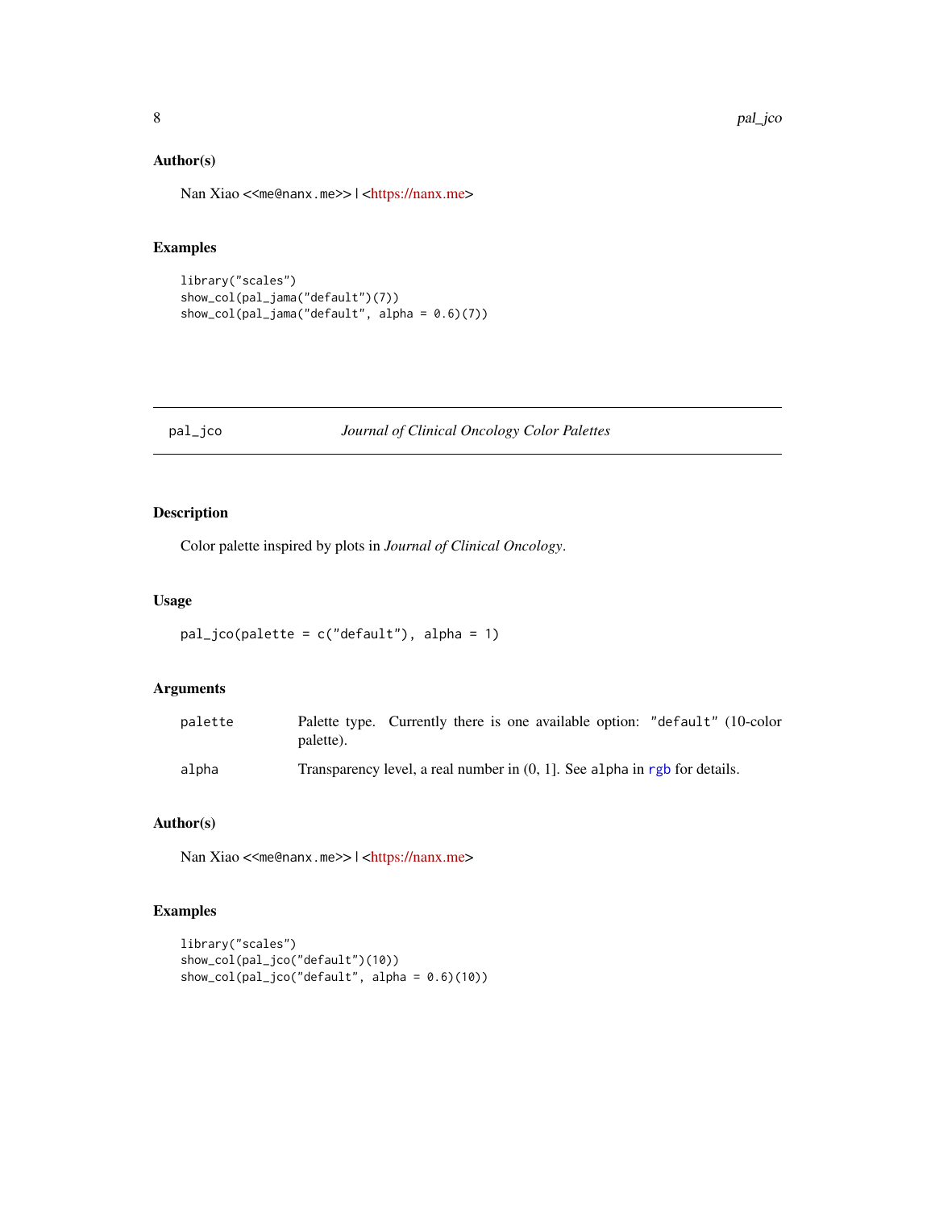### Author(s)

Nan Xiao <<me@nanx.me>> | <https://nanx.me>

### Examples

```
library("scales")
show_col(pal_jama("default")(7))
show_col(pal_jama("default", alpha = 0.6)(7))
```

---

## pal_jco — *Journal of Clinical Oncology Color Palettes*

---

### Description

Color palette inspired by plots in *Journal of Clinical Oncology*.

### Usage

```
pal_jco(palette = c("default"), alpha = 1)
```

### Arguments

| | |
|---|---|
| palette | Palette type. Currently there is one available option: "default" (10-color palette). |
| alpha | Transparency level, a real number in (0, 1]. See alpha in rgb for details. |

### Author(s)

Nan Xiao <<me@nanx.me>> | <https://nanx.me>

### Examples

```
library("scales")
show_col(pal_jco("default")(10))
show_col(pal_jco("default", alpha = 0.6)(10))
```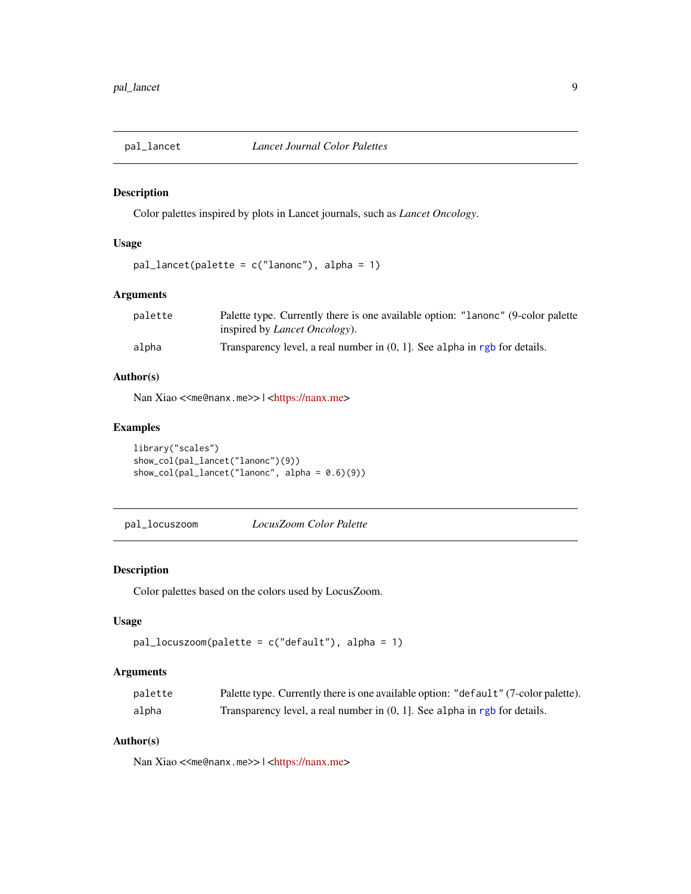## pal_lancet — *Lancet Journal Color Palettes*

### Description

Color palettes inspired by plots in Lancet journals, such as *Lancet Oncology*.

### Usage

```
pal_lancet(palette = c("lanonc"), alpha = 1)
```

### Arguments

| | |
|---|---|
| palette | Palette type. Currently there is one available option: `"lanonc"` (9-color palette inspired by *Lancet Oncology*). |
| alpha | Transparency level, a real number in (0, 1]. See `alpha` in `rgb` for details. |

### Author(s)

Nan Xiao <`<me@nanx.me>`> | <https://nanx.me>

### Examples

```
library("scales")
show_col(pal_lancet("lanonc")(9))
show_col(pal_lancet("lanonc", alpha = 0.6)(9))
```

## pal_locuszoom — *LocusZoom Color Palette*

### Description

Color palettes based on the colors used by LocusZoom.

### Usage

```
pal_locuszoom(palette = c("default"), alpha = 1)
```

### Arguments

| | |
|---|---|
| palette | Palette type. Currently there is one available option: `"default"` (7-color palette). |
| alpha | Transparency level, a real number in (0, 1]. See `alpha` in `rgb` for details. |

### Author(s)

Nan Xiao <`<me@nanx.me>`> | <https://nanx.me>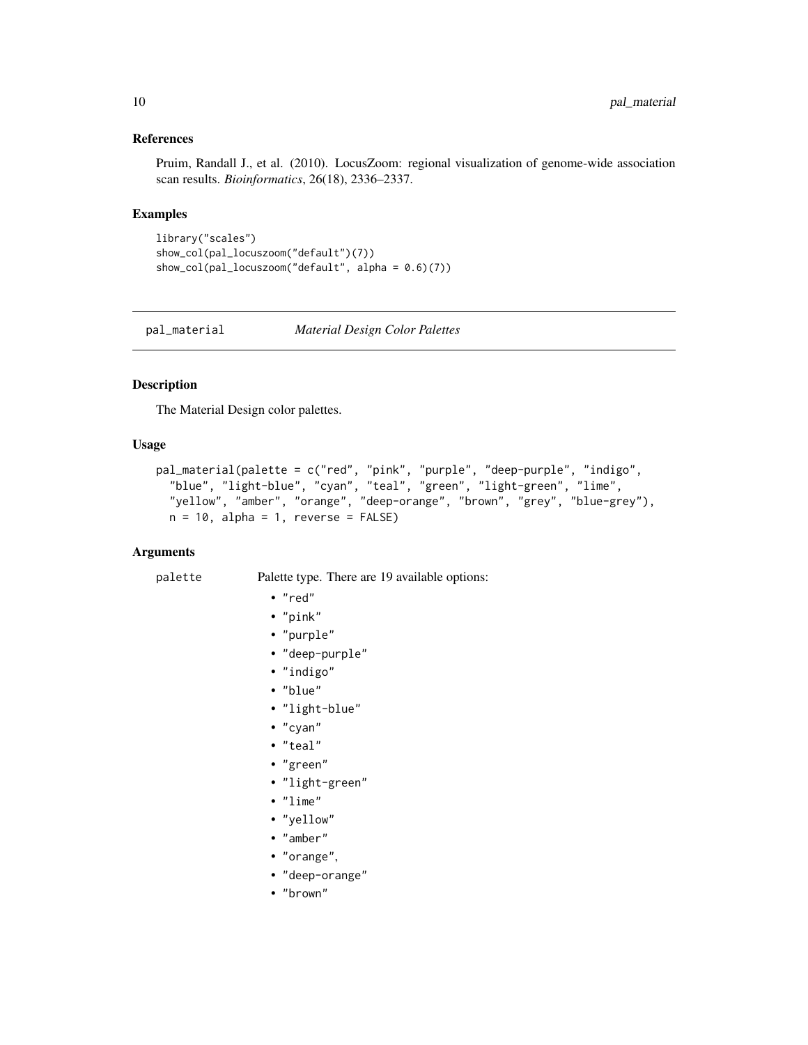### References

Pruim, Randall J., et al. (2010). LocusZoom: regional visualization of genome-wide association scan results. *Bioinformatics*, 26(18), 2336–2337.

### Examples

```
library("scales")
show_col(pal_locuszoom("default")(7))
show_col(pal_locuszoom("default", alpha = 0.6)(7))
```

---

## pal_material — *Material Design Color Palettes*

---

### Description

The Material Design color palettes.

### Usage

```
pal_material(palette = c("red", "pink", "purple", "deep-purple", "indigo",
  "blue", "light-blue", "cyan", "teal", "green", "light-green", "lime",
  "yellow", "amber", "orange", "deep-orange", "brown", "grey", "blue-grey"),
  n = 10, alpha = 1, reverse = FALSE)
```

### Arguments

`palette` Palette type. There are 19 available options:

- "red"
- "pink"
- "purple"
- "deep-purple"
- "indigo"
- "blue"
- "light-blue"
- "cyan"
- "teal"
- "green"
- "light-green"
- "lime"
- "yellow"
- "amber"
- "orange",
- "deep-orange"
- "brown"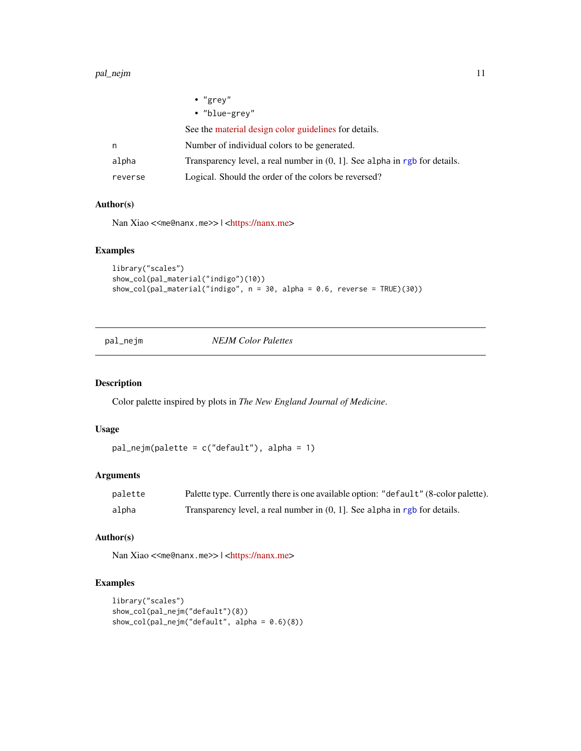- "grey"
- "blue-grey"

See the material design color guidelines for details.

| | |
|---|---|
| n | Number of individual colors to be generated. |
| alpha | Transparency level, a real number in (0, 1]. See alpha in rgb for details. |
| reverse | Logical. Should the order of the colors be reversed? |

### Author(s)

Nan Xiao <<me@nanx.me>> | <https://nanx.me>

### Examples

```
library("scales")
show_col(pal_material("indigo")(10))
show_col(pal_material("indigo", n = 30, alpha = 0.6, reverse = TRUE)(30))
```

---

## pal_nejm — *NEJM Color Palettes*

---

### Description

Color palette inspired by plots in *The New England Journal of Medicine*.

### Usage

```
pal_nejm(palette = c("default"), alpha = 1)
```

### Arguments

| | |
|---|---|
| palette | Palette type. Currently there is one available option: "default" (8-color palette). |
| alpha | Transparency level, a real number in (0, 1]. See alpha in rgb for details. |

### Author(s)

Nan Xiao <<me@nanx.me>> | <https://nanx.me>

### Examples

```
library("scales")
show_col(pal_nejm("default")(8))
show_col(pal_nejm("default", alpha = 0.6)(8))
```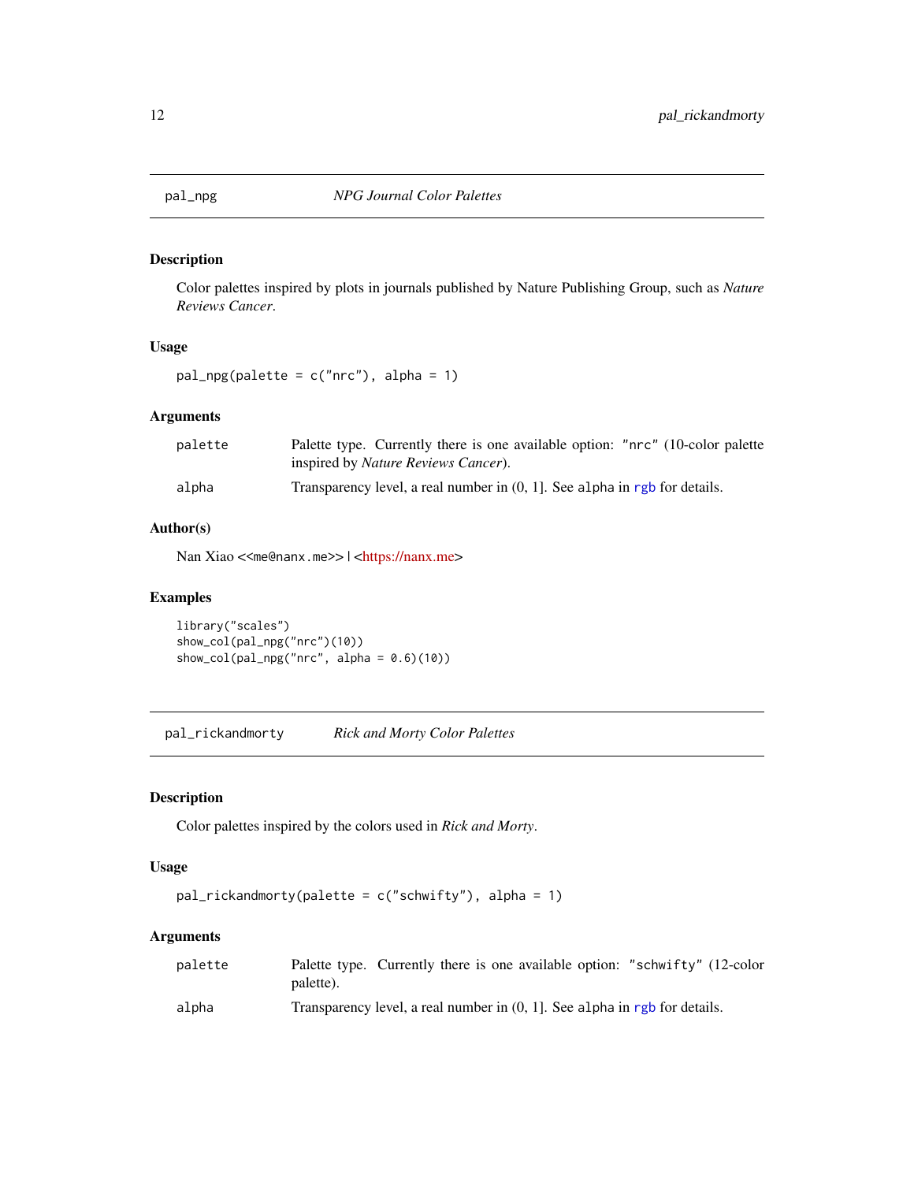## pal_npg — *NPG Journal Color Palettes*

### Description

Color palettes inspired by plots in journals published by Nature Publishing Group, such as *Nature Reviews Cancer*.

### Usage

```
pal_npg(palette = c("nrc"), alpha = 1)
```

### Arguments

| | |
|---|---|
| palette | Palette type. Currently there is one available option: "nrc" (10-color palette inspired by *Nature Reviews Cancer*). |
| alpha | Transparency level, a real number in (0, 1]. See alpha in rgb for details. |

### Author(s)

Nan Xiao <<me@nanx.me>> | <https://nanx.me>

### Examples

```
library("scales")
show_col(pal_npg("nrc")(10))
show_col(pal_npg("nrc", alpha = 0.6)(10))
```

## pal_rickandmorty — *Rick and Morty Color Palettes*

### Description

Color palettes inspired by the colors used in *Rick and Morty*.

### Usage

```
pal_rickandmorty(palette = c("schwifty"), alpha = 1)
```

### Arguments

| | |
|---|---|
| palette | Palette type. Currently there is one available option: "schwifty" (12-color palette). |
| alpha | Transparency level, a real number in (0, 1]. See alpha in rgb for details. |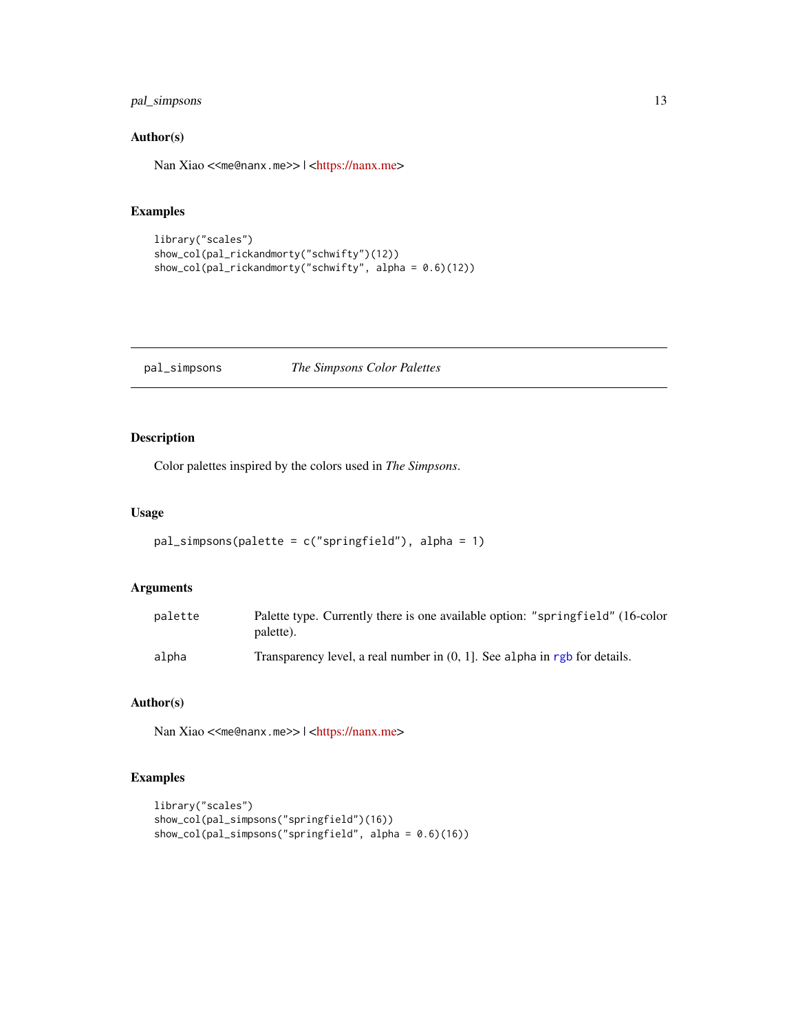## Author(s)

Nan Xiao <<me@nanx.me>> | <https://nanx.me>

## Examples

```
library("scales")
show_col(pal_rickandmorty("schwifty")(12))
show_col(pal_rickandmorty("schwifty", alpha = 0.6)(12))
```

---

# pal_simpsons — *The Simpsons Color Palettes*

---

## Description

Color palettes inspired by the colors used in *The Simpsons*.

## Usage

```
pal_simpsons(palette = c("springfield"), alpha = 1)
```

## Arguments

| | |
|---|---|
| palette | Palette type. Currently there is one available option: "springfield" (16-color palette). |
| alpha | Transparency level, a real number in (0, 1]. See alpha in rgb for details. |

## Author(s)

Nan Xiao <<me@nanx.me>> | <https://nanx.me>

## Examples

```
library("scales")
show_col(pal_simpsons("springfield")(16))
show_col(pal_simpsons("springfield", alpha = 0.6)(16))
```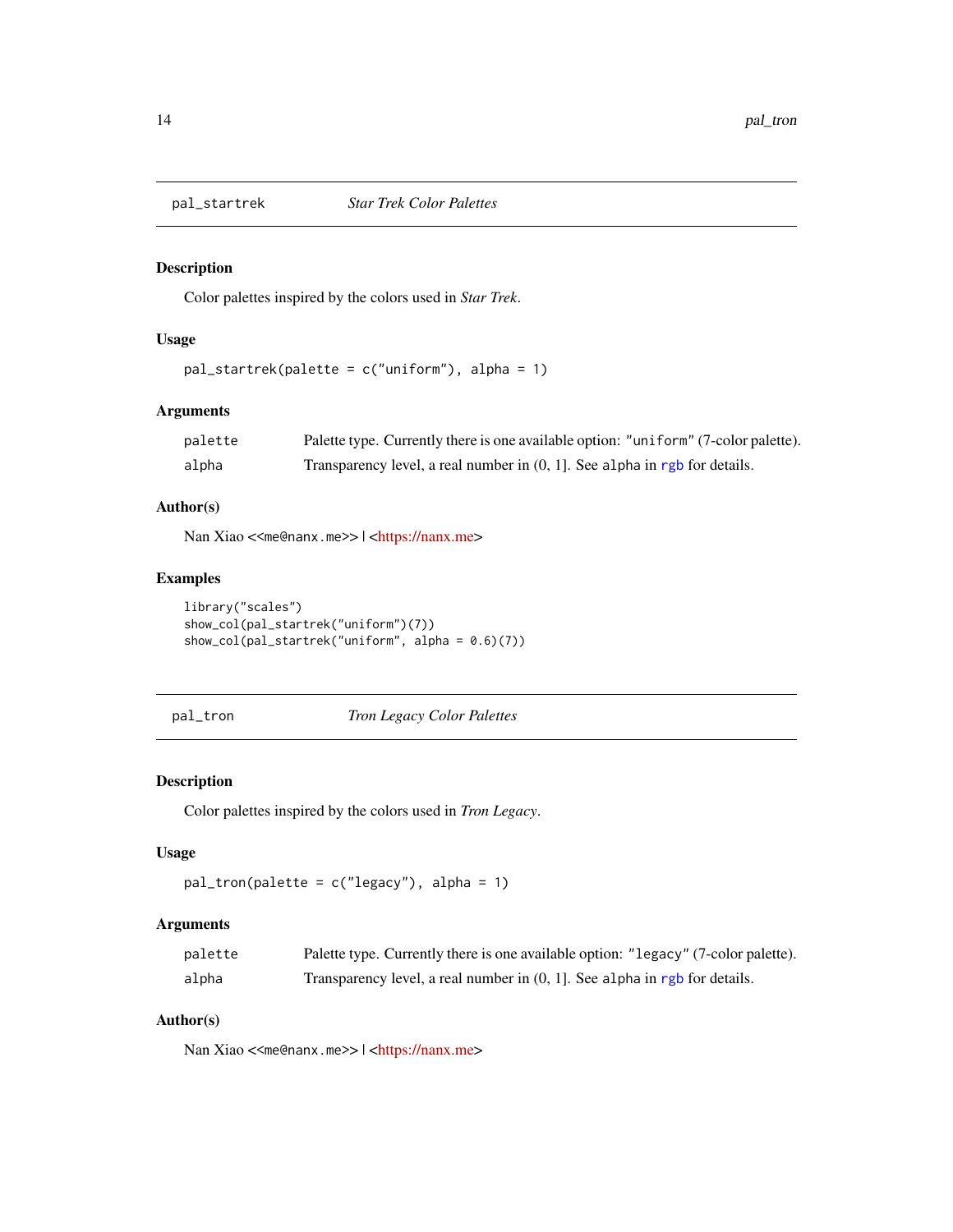## pal_startrek *Star Trek Color Palettes*

### Description

Color palettes inspired by the colors used in *Star Trek*.

### Usage

```
pal_startrek(palette = c("uniform"), alpha = 1)
```

### Arguments

| | |
|---|---|
| palette | Palette type. Currently there is one available option: "uniform" (7-color palette). |
| alpha | Transparency level, a real number in (0, 1]. See alpha in rgb for details. |

### Author(s)

Nan Xiao <<me@nanx.me>> | <https://nanx.me>

### Examples

```
library("scales")
show_col(pal_startrek("uniform")(7))
show_col(pal_startrek("uniform", alpha = 0.6)(7))
```

## pal_tron *Tron Legacy Color Palettes*

### Description

Color palettes inspired by the colors used in *Tron Legacy*.

### Usage

```
pal_tron(palette = c("legacy"), alpha = 1)
```

### Arguments

| | |
|---|---|
| palette | Palette type. Currently there is one available option: "legacy" (7-color palette). |
| alpha | Transparency level, a real number in (0, 1]. See alpha in rgb for details. |

### Author(s)

Nan Xiao <<me@nanx.me>> | <https://nanx.me>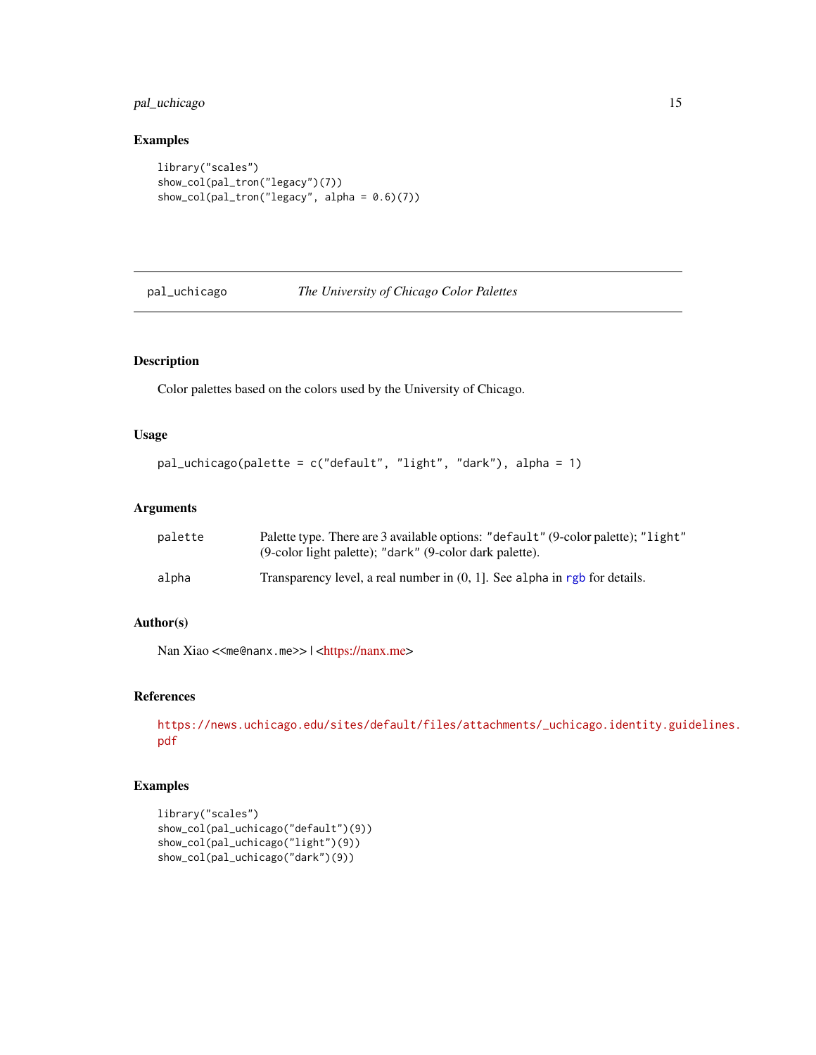## Examples

```
library("scales")
show_col(pal_tron("legacy")(7))
show_col(pal_tron("legacy", alpha = 0.6)(7))
```

---

# pal_uchicago *The University of Chicago Color Palettes*

---

## Description

Color palettes based on the colors used by the University of Chicago.

## Usage

```
pal_uchicago(palette = c("default", "light", "dark"), alpha = 1)
```

## Arguments

| | |
|---|---|
| palette | Palette type. There are 3 available options: "default" (9-color palette); "light" (9-color light palette); "dark" (9-color dark palette). |
| alpha | Transparency level, a real number in (0, 1]. See alpha in rgb for details. |

## Author(s)

Nan Xiao <<me@nanx.me>> | <https://nanx.me>

## References

https://news.uchicago.edu/sites/default/files/attachments/_uchicago.identity.guidelines.pdf

## Examples

```
library("scales")
show_col(pal_uchicago("default")(9))
show_col(pal_uchicago("light")(9))
show_col(pal_uchicago("dark")(9))
```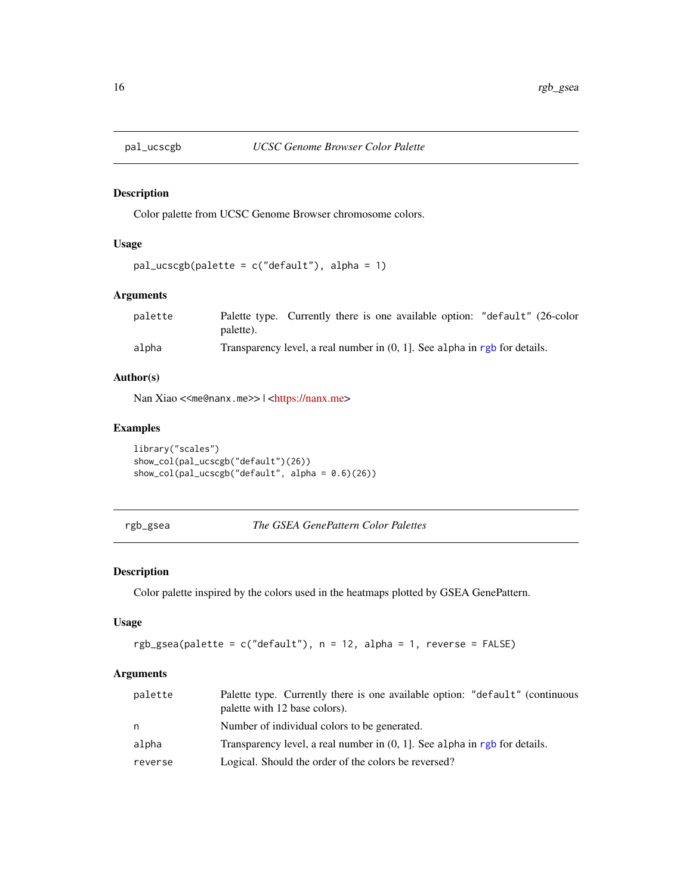## pal_ucscgb — *UCSC Genome Browser Color Palette*

### Description

Color palette from UCSC Genome Browser chromosome colors.

### Usage

```
pal_ucscgb(palette = c("default"), alpha = 1)
```

### Arguments

| | |
|---|---|
| palette | Palette type. Currently there is one available option: "default" (26-color palette). |
| alpha | Transparency level, a real number in (0, 1]. See alpha in rgb for details. |

### Author(s)

Nan Xiao <<me@nanx.me>> | <https://nanx.me>

### Examples

```
library("scales")
show_col(pal_ucscgb("default")(26))
show_col(pal_ucscgb("default", alpha = 0.6)(26))
```

## rgb_gsea — *The GSEA GenePattern Color Palettes*

### Description

Color palette inspired by the colors used in the heatmaps plotted by GSEA GenePattern.

### Usage

```
rgb_gsea(palette = c("default"), n = 12, alpha = 1, reverse = FALSE)
```

### Arguments

| | |
|---|---|
| palette | Palette type. Currently there is one available option: "default" (continuous palette with 12 base colors). |
| n | Number of individual colors to be generated. |
| alpha | Transparency level, a real number in (0, 1]. See alpha in rgb for details. |
| reverse | Logical. Should the order of the colors be reversed? |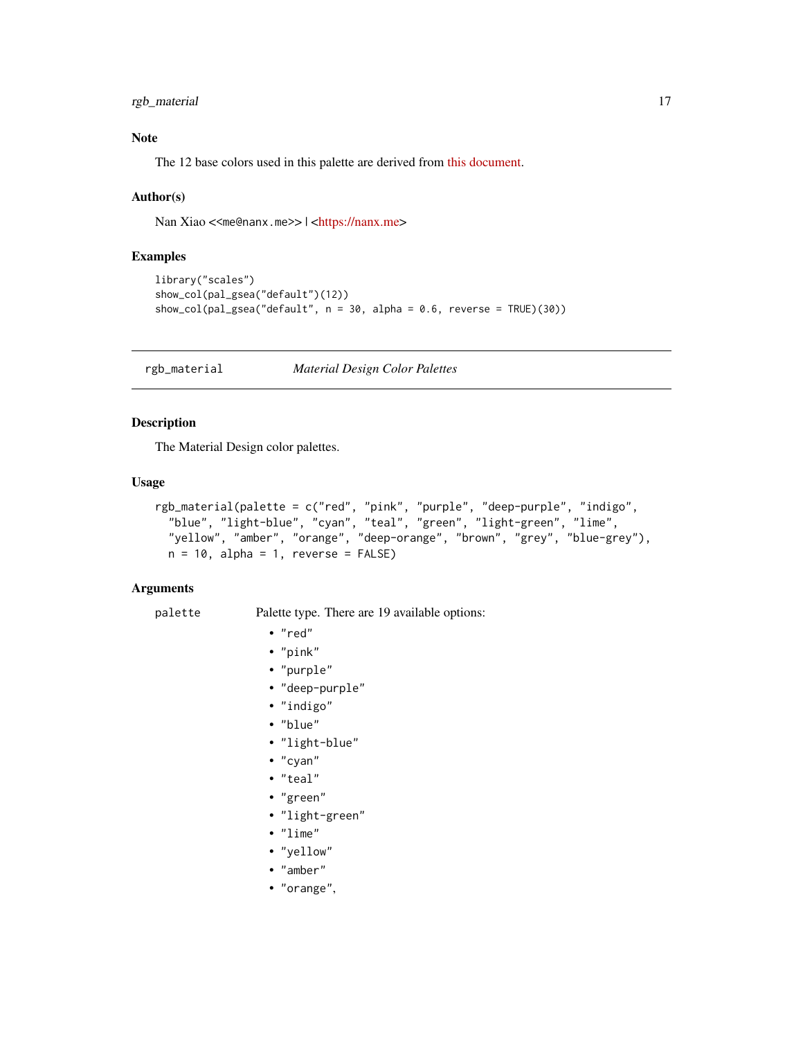## Note

The 12 base colors used in this palette are derived from this document.

## Author(s)

Nan Xiao <<me@nanx.me>> | <https://nanx.me>

## Examples

```
library("scales")
show_col(pal_gsea("default")(12))
show_col(pal_gsea("default", n = 30, alpha = 0.6, reverse = TRUE)(30))
```

---

# rgb_material — *Material Design Color Palettes*

## Description

The Material Design color palettes.

## Usage

```
rgb_material(palette = c("red", "pink", "purple", "deep-purple", "indigo",
  "blue", "light-blue", "cyan", "teal", "green", "light-green", "lime",
  "yellow", "amber", "orange", "deep-orange", "brown", "grey", "blue-grey"),
  n = 10, alpha = 1, reverse = FALSE)
```

## Arguments

`palette` Palette type. There are 19 available options:

- "red"
- "pink"
- "purple"
- "deep-purple"
- "indigo"
- "blue"
- "light-blue"
- "cyan"
- "teal"
- "green"
- "light-green"
- "lime"
- "yellow"
- "amber"
- "orange",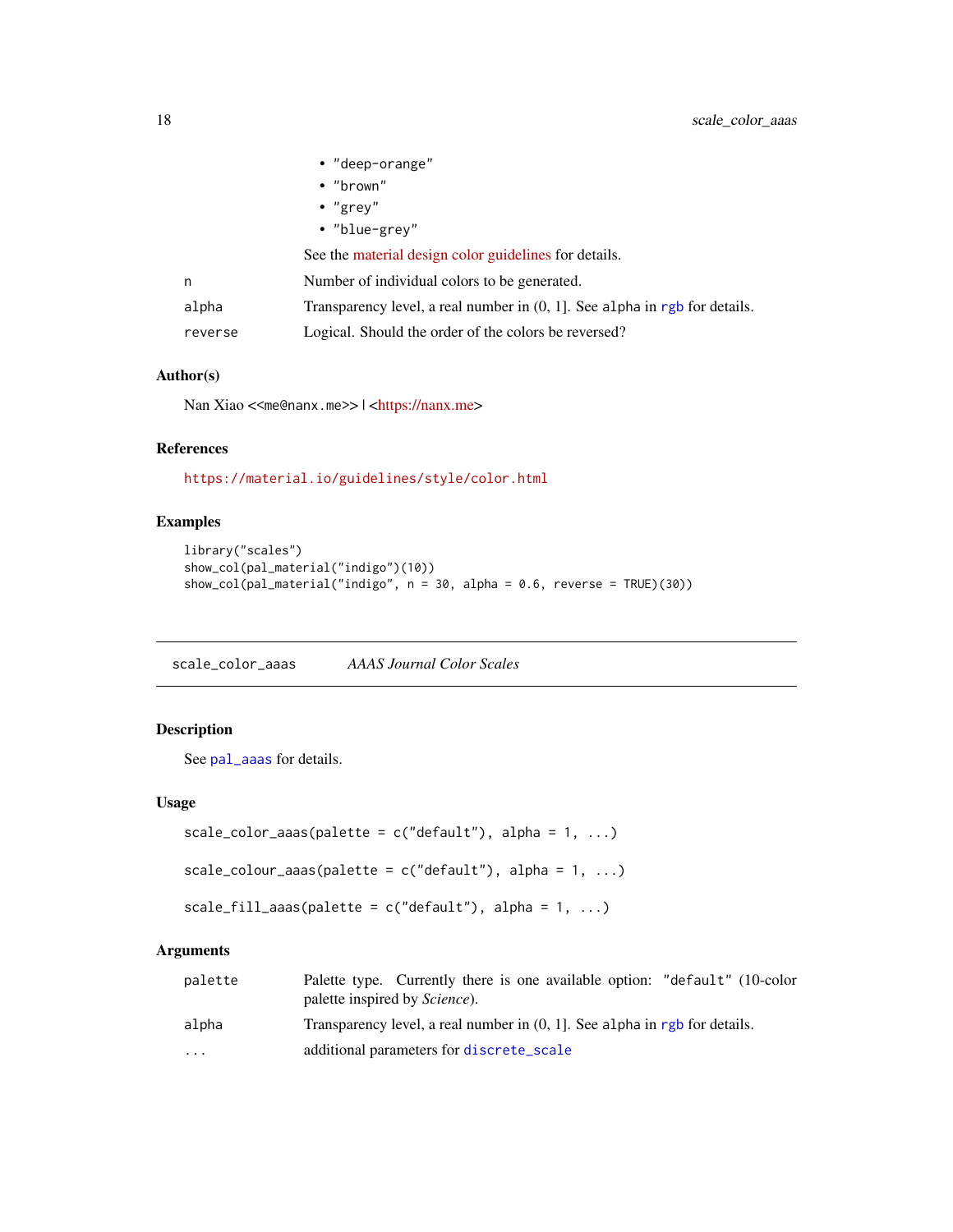- "deep-orange"
- "brown"
- "grey"
- "blue-grey"

See the material design color guidelines for details.

| | |
|---|---|
| n | Number of individual colors to be generated. |
| alpha | Transparency level, a real number in (0, 1]. See alpha in rgb for details. |
| reverse | Logical. Should the order of the colors be reversed? |

### Author(s)

Nan Xiao <<me@nanx.me>> | <https://nanx.me>

### References

https://material.io/guidelines/style/color.html

### Examples

```
library("scales")
show_col(pal_material("indigo")(10))
show_col(pal_material("indigo", n = 30, alpha = 0.6, reverse = TRUE)(30))
```

---

## scale_color_aaas *AAAS Journal Color Scales*

### Description

See pal_aaas for details.

### Usage

```
scale_color_aaas(palette = c("default"), alpha = 1, ...)

scale_colour_aaas(palette = c("default"), alpha = 1, ...)

scale_fill_aaas(palette = c("default"), alpha = 1, ...)
```

### Arguments

| | |
|---|---|
| palette | Palette type. Currently there is one available option: "default" (10-color palette inspired by *Science*). |
| alpha | Transparency level, a real number in (0, 1]. See alpha in rgb for details. |
| ... | additional parameters for discrete_scale |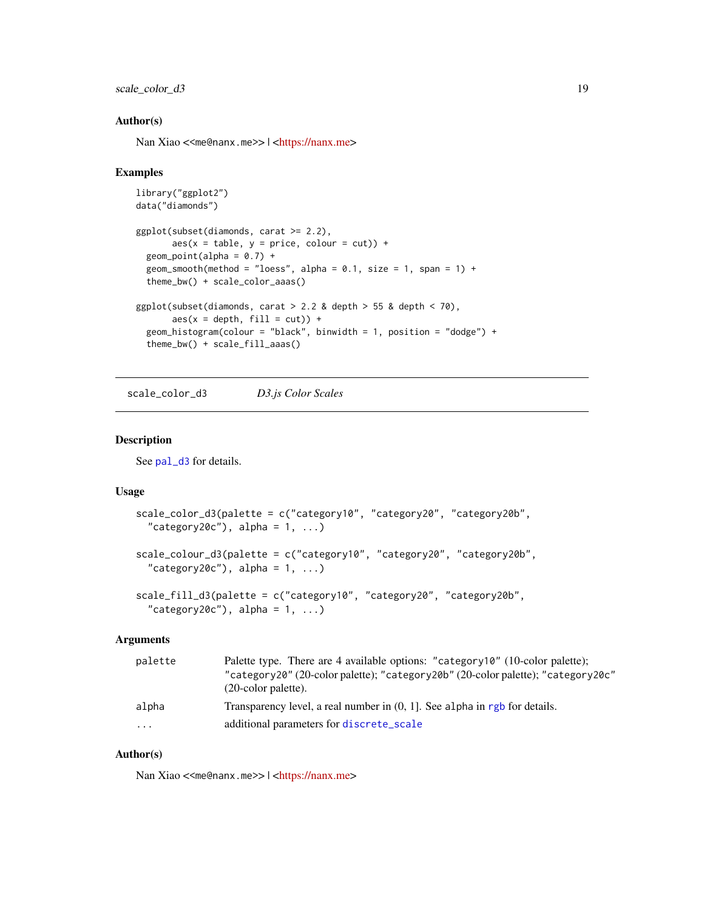### Author(s)

Nan Xiao <<me@nanx.me>> | <https://nanx.me>

### Examples

```
library("ggplot2")
data("diamonds")

ggplot(subset(diamonds, carat >= 2.2),
       aes(x = table, y = price, colour = cut)) +
  geom_point(alpha = 0.7) +
  geom_smooth(method = "loess", alpha = 0.1, size = 1, span = 1) +
  theme_bw() + scale_color_aaas()

ggplot(subset(diamonds, carat > 2.2 & depth > 55 & depth < 70),
       aes(x = depth, fill = cut)) +
  geom_histogram(colour = "black", binwidth = 1, position = "dodge") +
  theme_bw() + scale_fill_aaas()
```

---

## scale_color_d3 &nbsp;&nbsp;&nbsp; *D3.js Color Scales*

---

### Description

See pal_d3 for details.

### Usage

```
scale_color_d3(palette = c("category10", "category20", "category20b",
  "category20c"), alpha = 1, ...)

scale_colour_d3(palette = c("category10", "category20", "category20b",
  "category20c"), alpha = 1, ...)

scale_fill_d3(palette = c("category10", "category20", "category20b",
  "category20c"), alpha = 1, ...)
```

### Arguments

| | |
|---|---|
| palette | Palette type. There are 4 available options: "category10" (10-color palette); "category20" (20-color palette); "category20b" (20-color palette); "category20c" (20-color palette). |
| alpha | Transparency level, a real number in (0, 1]. See alpha in rgb for details. |
| ... | additional parameters for discrete_scale |

### Author(s)

Nan Xiao <<me@nanx.me>> | <https://nanx.me>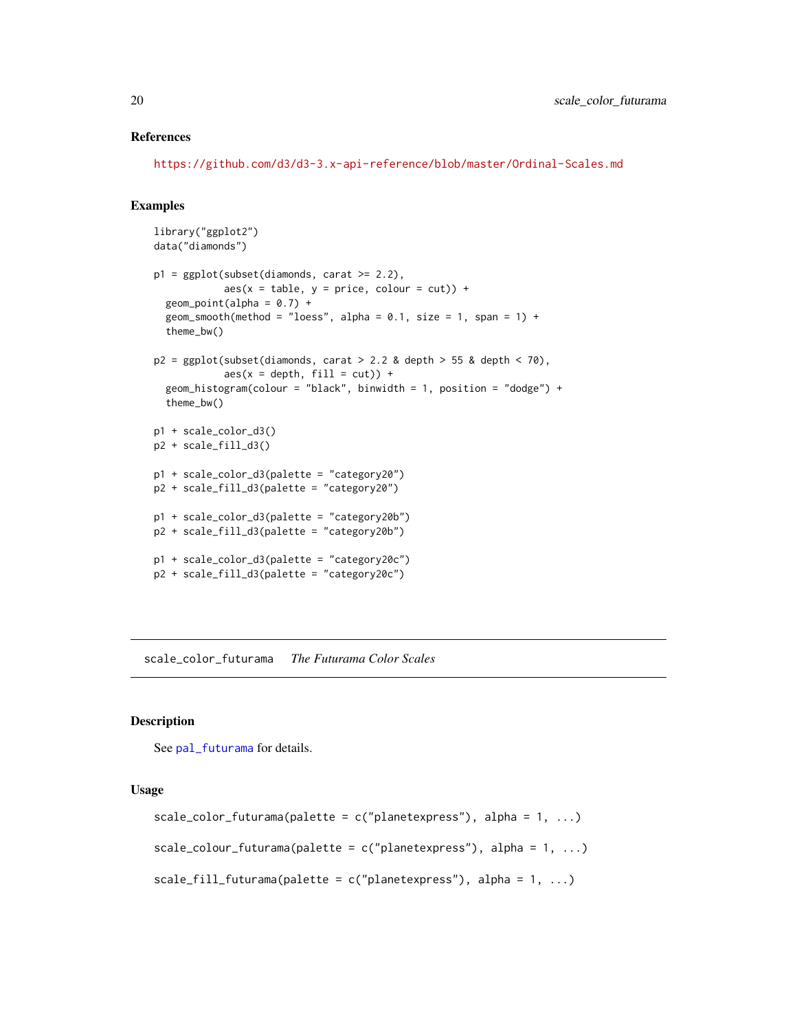### References

https://github.com/d3/d3-3.x-api-reference/blob/master/Ordinal-Scales.md

### Examples

```
library("ggplot2")
data("diamonds")

p1 = ggplot(subset(diamonds, carat >= 2.2),
            aes(x = table, y = price, colour = cut)) +
  geom_point(alpha = 0.7) +
  geom_smooth(method = "loess", alpha = 0.1, size = 1, span = 1) +
  theme_bw()

p2 = ggplot(subset(diamonds, carat > 2.2 & depth > 55 & depth < 70),
            aes(x = depth, fill = cut)) +
  geom_histogram(colour = "black", binwidth = 1, position = "dodge") +
  theme_bw()

p1 + scale_color_d3()
p2 + scale_fill_d3()

p1 + scale_color_d3(palette = "category20")
p2 + scale_fill_d3(palette = "category20")

p1 + scale_color_d3(palette = "category20b")
p2 + scale_fill_d3(palette = "category20b")

p1 + scale_color_d3(palette = "category20c")
p2 + scale_fill_d3(palette = "category20c")
```

---

## scale_color_futurama *The Futurama Color Scales*

### Description

See pal_futurama for details.

### Usage

```
scale_color_futurama(palette = c("planetexpress"), alpha = 1, ...)

scale_colour_futurama(palette = c("planetexpress"), alpha = 1, ...)

scale_fill_futurama(palette = c("planetexpress"), alpha = 1, ...)
```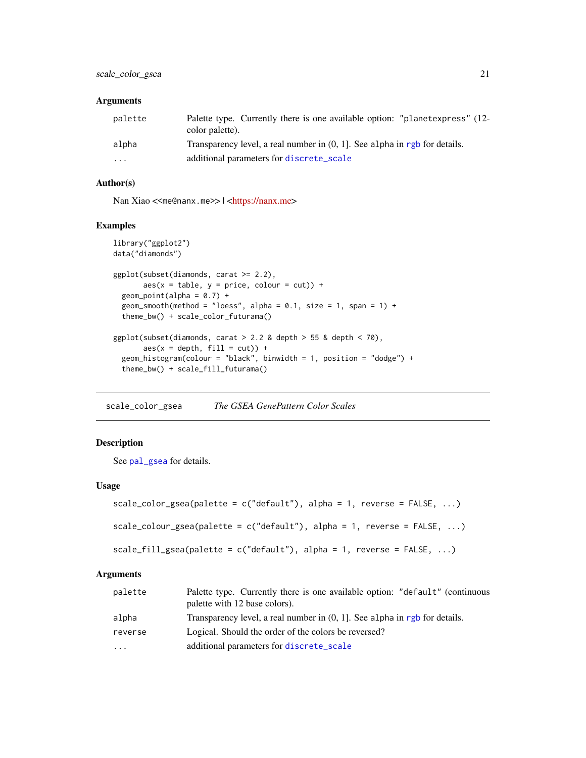### Arguments

| | |
|---|---|
| palette | Palette type. Currently there is one available option: "planetexpress" (12-color palette). |
| alpha | Transparency level, a real number in (0, 1]. See alpha in rgb for details. |
| ... | additional parameters for discrete_scale |

### Author(s)

Nan Xiao <<me@nanx.me>> | <https://nanx.me>

### Examples

```
library("ggplot2")
data("diamonds")

ggplot(subset(diamonds, carat >= 2.2),
       aes(x = table, y = price, colour = cut)) +
  geom_point(alpha = 0.7) +
  geom_smooth(method = "loess", alpha = 0.1, size = 1, span = 1) +
  theme_bw() + scale_color_futurama()

ggplot(subset(diamonds, carat > 2.2 & depth > 55 & depth < 70),
       aes(x = depth, fill = cut)) +
  geom_histogram(colour = "black", binwidth = 1, position = "dodge") +
  theme_bw() + scale_fill_futurama()
```

---

## scale_color_gsea — *The GSEA GenePattern Color Scales*

---

### Description

See pal_gsea for details.

### Usage

```
scale_color_gsea(palette = c("default"), alpha = 1, reverse = FALSE, ...)

scale_colour_gsea(palette = c("default"), alpha = 1, reverse = FALSE, ...)

scale_fill_gsea(palette = c("default"), alpha = 1, reverse = FALSE, ...)
```

### Arguments

| | |
|---|---|
| palette | Palette type. Currently there is one available option: "default" (continuous palette with 12 base colors). |
| alpha | Transparency level, a real number in (0, 1]. See alpha in rgb for details. |
| reverse | Logical. Should the order of the colors be reversed? |
| ... | additional parameters for discrete_scale |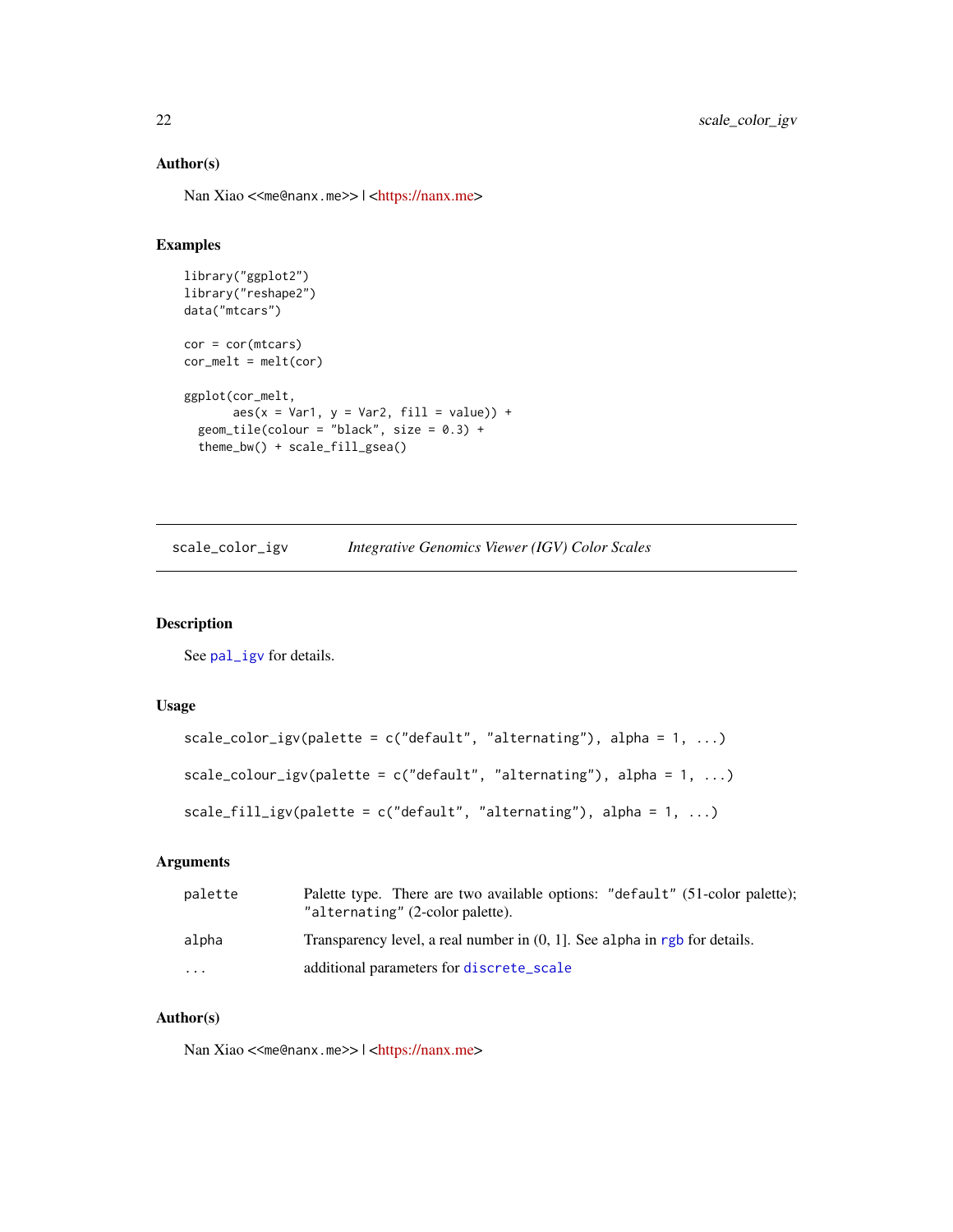### Author(s)

Nan Xiao <<me@nanx.me>> | <https://nanx.me>

### Examples

```
library("ggplot2")
library("reshape2")
data("mtcars")

cor = cor(mtcars)
cor_melt = melt(cor)

ggplot(cor_melt,
       aes(x = Var1, y = Var2, fill = value)) +
  geom_tile(colour = "black", size = 0.3) +
  theme_bw() + scale_fill_gsea()
```

---

## scale_color_igv — *Integrative Genomics Viewer (IGV) Color Scales*

---

### Description

See pal_igv for details.

### Usage

```
scale_color_igv(palette = c("default", "alternating"), alpha = 1, ...)

scale_colour_igv(palette = c("default", "alternating"), alpha = 1, ...)

scale_fill_igv(palette = c("default", "alternating"), alpha = 1, ...)
```

### Arguments

| | |
|---|---|
| palette | Palette type. There are two available options: "default" (51-color palette); "alternating" (2-color palette). |
| alpha | Transparency level, a real number in (0, 1]. See alpha in rgb for details. |
| ... | additional parameters for discrete_scale |

### Author(s)

Nan Xiao <<me@nanx.me>> | <https://nanx.me>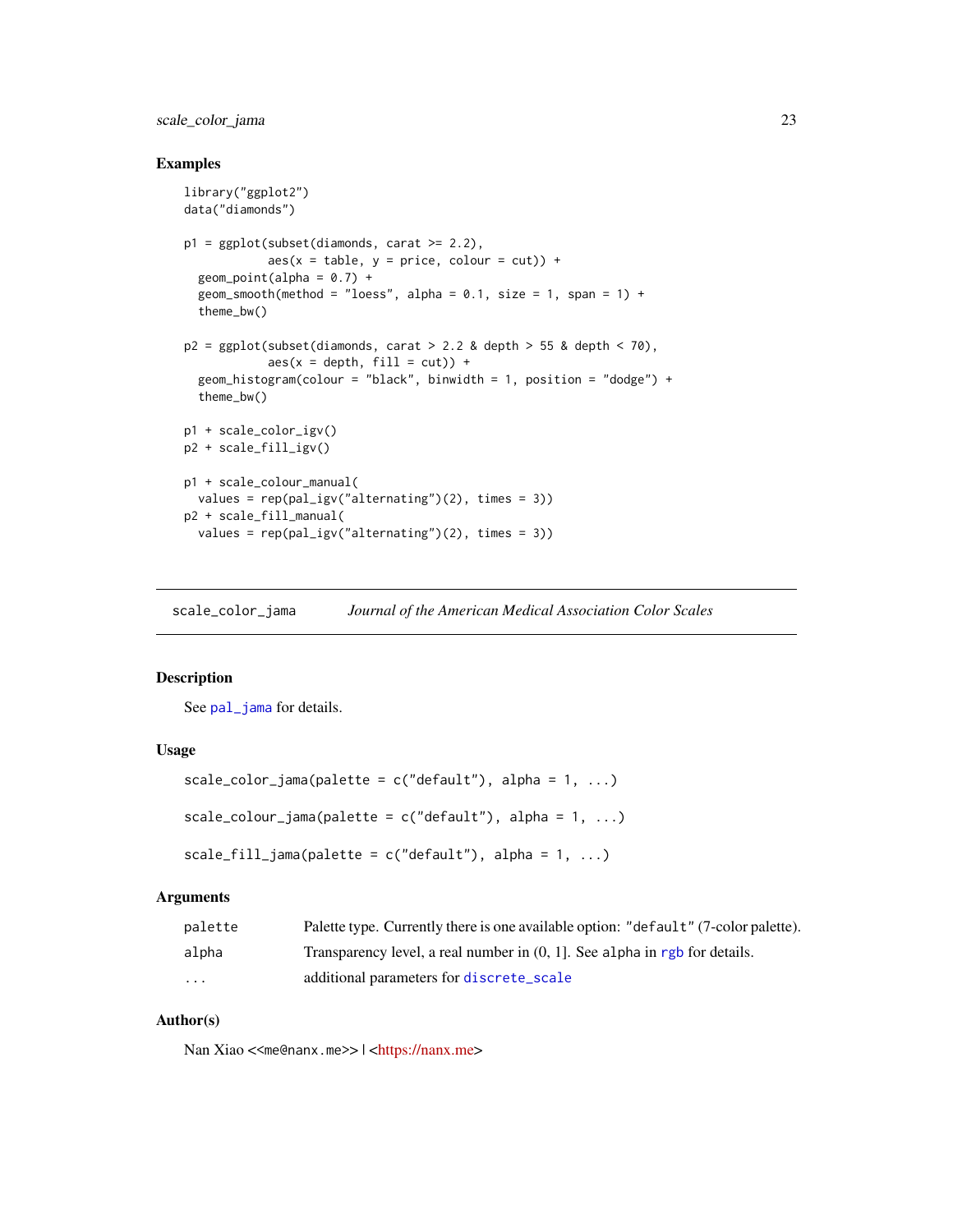## Examples

```
library("ggplot2")
data("diamonds")

p1 = ggplot(subset(diamonds, carat >= 2.2),
            aes(x = table, y = price, colour = cut)) +
  geom_point(alpha = 0.7) +
  geom_smooth(method = "loess", alpha = 0.1, size = 1, span = 1) +
  theme_bw()

p2 = ggplot(subset(diamonds, carat > 2.2 & depth > 55 & depth < 70),
            aes(x = depth, fill = cut)) +
  geom_histogram(colour = "black", binwidth = 1, position = "dodge") +
  theme_bw()

p1 + scale_color_igv()
p2 + scale_fill_igv()

p1 + scale_colour_manual(
  values = rep(pal_igv("alternating")(2), times = 3))
p2 + scale_fill_manual(
  values = rep(pal_igv("alternating")(2), times = 3))
```

---

# scale_color_jama — *Journal of the American Medical Association Color Scales*

---

## Description

See `pal_jama` for details.

## Usage

```
scale_color_jama(palette = c("default"), alpha = 1, ...)

scale_colour_jama(palette = c("default"), alpha = 1, ...)

scale_fill_jama(palette = c("default"), alpha = 1, ...)
```

## Arguments

| | |
|---|---|
| `palette` | Palette type. Currently there is one available option: `"default"` (7-color palette). |
| `alpha` | Transparency level, a real number in (0, 1]. See `alpha` in `rgb` for details. |
| `...` | additional parameters for `discrete_scale` |

## Author(s)

Nan Xiao <`<me@nanx.me>`> | <https://nanx.me>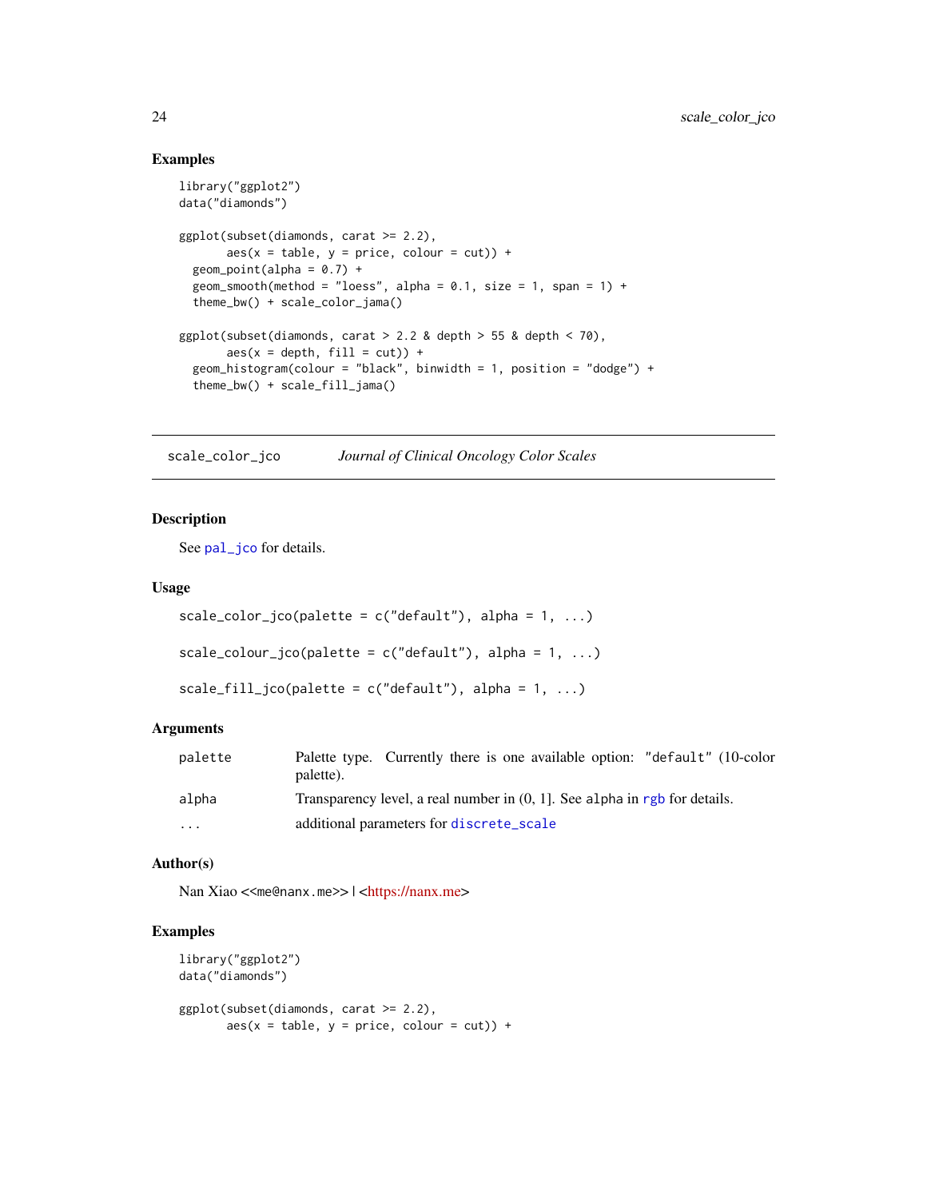### Examples

```
library("ggplot2")
data("diamonds")

ggplot(subset(diamonds, carat >= 2.2),
       aes(x = table, y = price, colour = cut)) +
  geom_point(alpha = 0.7) +
  geom_smooth(method = "loess", alpha = 0.1, size = 1, span = 1) +
  theme_bw() + scale_color_jama()

ggplot(subset(diamonds, carat > 2.2 & depth > 55 & depth < 70),
       aes(x = depth, fill = cut)) +
  geom_histogram(colour = "black", binwidth = 1, position = "dodge") +
  theme_bw() + scale_fill_jama()
```

---

## scale_color_jco — *Journal of Clinical Oncology Color Scales*

---

### Description

See pal_jco for details.

### Usage

```
scale_color_jco(palette = c("default"), alpha = 1, ...)

scale_colour_jco(palette = c("default"), alpha = 1, ...)

scale_fill_jco(palette = c("default"), alpha = 1, ...)
```

### Arguments

| | |
|---|---|
| palette | Palette type. Currently there is one available option: "default" (10-color palette). |
| alpha | Transparency level, a real number in (0, 1]. See alpha in rgb for details. |
| ... | additional parameters for discrete_scale |

### Author(s)

Nan Xiao <<me@nanx.me>> | <https://nanx.me>

### Examples

```
library("ggplot2")
data("diamonds")

ggplot(subset(diamonds, carat >= 2.2),
       aes(x = table, y = price, colour = cut)) +
```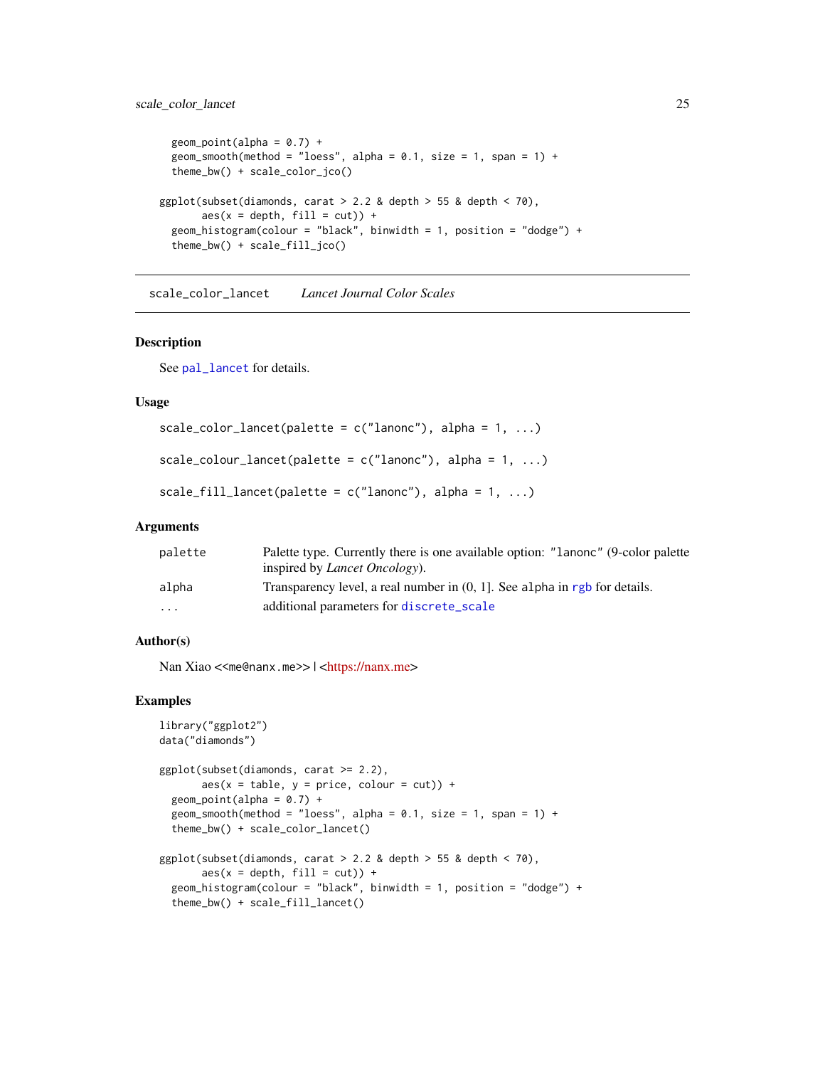```
  geom_point(alpha = 0.7) +
  geom_smooth(method = "loess", alpha = 0.1, size = 1, span = 1) +
  theme_bw() + scale_color_jco()

ggplot(subset(diamonds, carat > 2.2 & depth > 55 & depth < 70),
       aes(x = depth, fill = cut)) +
  geom_histogram(colour = "black", binwidth = 1, position = "dodge") +
  theme_bw() + scale_fill_jco()
```

---

## scale_color_lancet &nbsp;&nbsp;&nbsp; *Lancet Journal Color Scales*

---

### Description

See pal_lancet for details.

### Usage

```
scale_color_lancet(palette = c("lanonc"), alpha = 1, ...)

scale_colour_lancet(palette = c("lanonc"), alpha = 1, ...)

scale_fill_lancet(palette = c("lanonc"), alpha = 1, ...)
```

### Arguments

| | |
|---|---|
| palette | Palette type. Currently there is one available option: "lanonc" (9-color palette inspired by *Lancet Oncology*). |
| alpha | Transparency level, a real number in (0, 1]. See alpha in rgb for details. |
| ... | additional parameters for discrete_scale |

### Author(s)

Nan Xiao <<me@nanx.me>> | <https://nanx.me>

### Examples

```
library("ggplot2")
data("diamonds")

ggplot(subset(diamonds, carat >= 2.2),
       aes(x = table, y = price, colour = cut)) +
  geom_point(alpha = 0.7) +
  geom_smooth(method = "loess", alpha = 0.1, size = 1, span = 1) +
  theme_bw() + scale_color_lancet()

ggplot(subset(diamonds, carat > 2.2 & depth > 55 & depth < 70),
       aes(x = depth, fill = cut)) +
  geom_histogram(colour = "black", binwidth = 1, position = "dodge") +
  theme_bw() + scale_fill_lancet()
```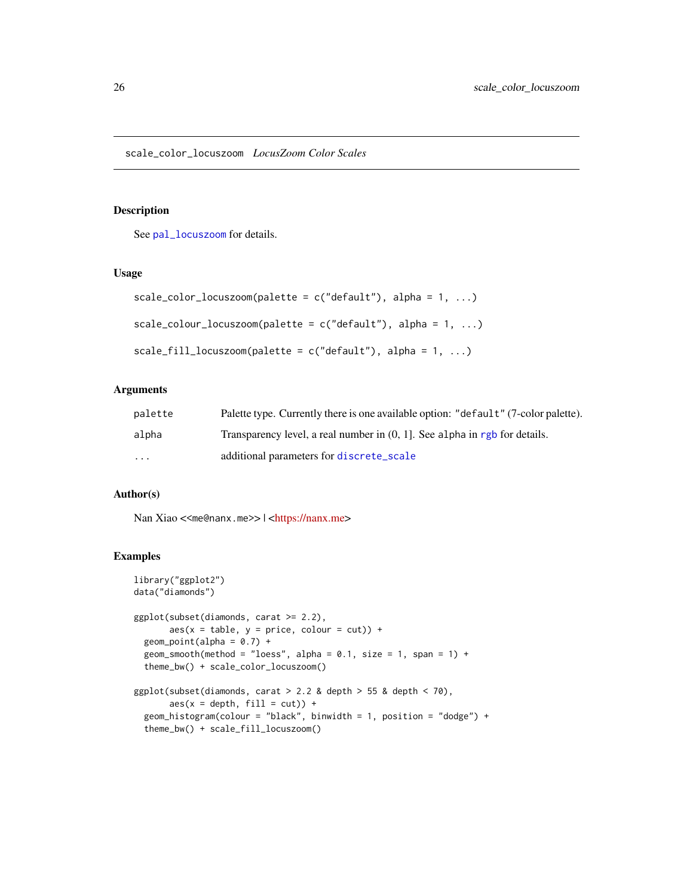`scale_color_locuszoom` *LocusZoom Color Scales*

## Description

See `pal_locuszoom` for details.

## Usage

```
scale_color_locuszoom(palette = c("default"), alpha = 1, ...)

scale_colour_locuszoom(palette = c("default"), alpha = 1, ...)

scale_fill_locuszoom(palette = c("default"), alpha = 1, ...)
```

## Arguments

| | |
|---|---|
| `palette` | Palette type. Currently there is one available option: `"default"` (7-color palette). |
| `alpha` | Transparency level, a real number in (0, 1]. See `alpha` in `rgb` for details. |
| `...` | additional parameters for `discrete_scale` |

## Author(s)

Nan Xiao <`<me@nanx.me>`> | <https://nanx.me>

## Examples

```
library("ggplot2")
data("diamonds")

ggplot(subset(diamonds, carat >= 2.2),
       aes(x = table, y = price, colour = cut)) +
  geom_point(alpha = 0.7) +
  geom_smooth(method = "loess", alpha = 0.1, size = 1, span = 1) +
  theme_bw() + scale_color_locuszoom()

ggplot(subset(diamonds, carat > 2.2 & depth > 55 & depth < 70),
       aes(x = depth, fill = cut)) +
  geom_histogram(colour = "black", binwidth = 1, position = "dodge") +
  theme_bw() + scale_fill_locuszoom()
```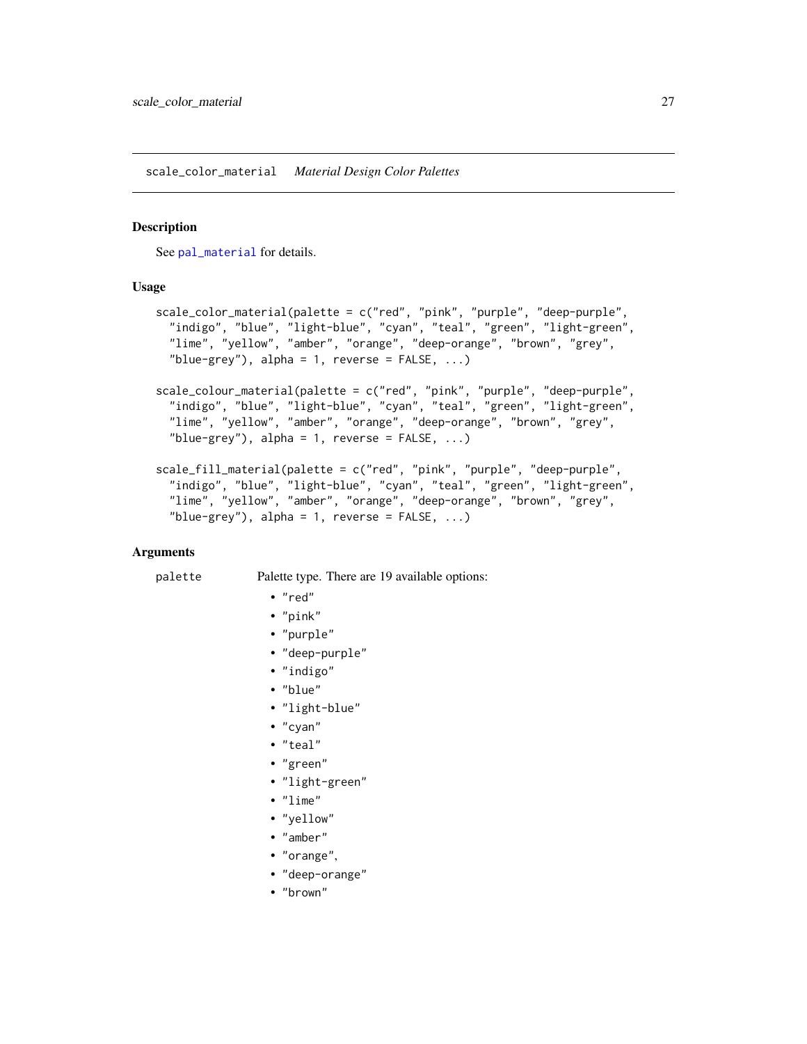## scale_color_material *Material Design Color Palettes*

### Description

See pal_material for details.

### Usage

```
scale_color_material(palette = c("red", "pink", "purple", "deep-purple",
  "indigo", "blue", "light-blue", "cyan", "teal", "green", "light-green",
  "lime", "yellow", "amber", "orange", "deep-orange", "brown", "grey",
  "blue-grey"), alpha = 1, reverse = FALSE, ...)

scale_colour_material(palette = c("red", "pink", "purple", "deep-purple",
  "indigo", "blue", "light-blue", "cyan", "teal", "green", "light-green",
  "lime", "yellow", "amber", "orange", "deep-orange", "brown", "grey",
  "blue-grey"), alpha = 1, reverse = FALSE, ...)

scale_fill_material(palette = c("red", "pink", "purple", "deep-purple",
  "indigo", "blue", "light-blue", "cyan", "teal", "green", "light-green",
  "lime", "yellow", "amber", "orange", "deep-orange", "brown", "grey",
  "blue-grey"), alpha = 1, reverse = FALSE, ...)
```

### Arguments

`palette` Palette type. There are 19 available options:

- "red"
- "pink"
- "purple"
- "deep-purple"
- "indigo"
- "blue"
- "light-blue"
- "cyan"
- "teal"
- "green"
- "light-green"
- "lime"
- "yellow"
- "amber"
- "orange",
- "deep-orange"
- "brown"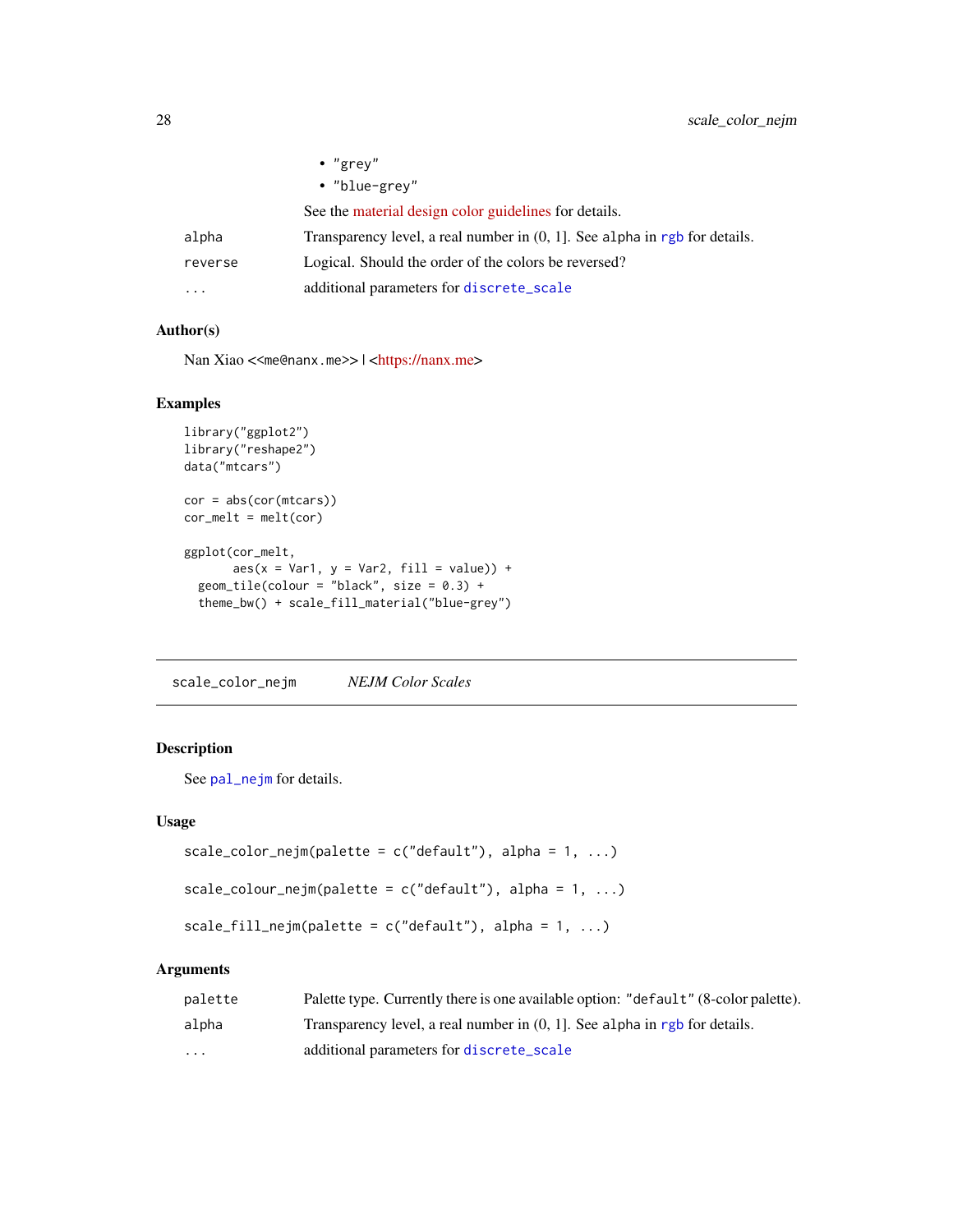- "grey"
- "blue-grey"

See the material design color guidelines for details.

| | |
|---|---|
| alpha | Transparency level, a real number in (0, 1]. See alpha in rgb for details. |
| reverse | Logical. Should the order of the colors be reversed? |
| ... | additional parameters for discrete_scale |

### Author(s)

Nan Xiao <<me@nanx.me>> | <https://nanx.me>

### Examples

```
library("ggplot2")
library("reshape2")
data("mtcars")

cor = abs(cor(mtcars))
cor_melt = melt(cor)

ggplot(cor_melt,
       aes(x = Var1, y = Var2, fill = value)) +
  geom_tile(colour = "black", size = 0.3) +
  theme_bw() + scale_fill_material("blue-grey")
```

---

## scale_color_nejm    *NEJM Color Scales*

### Description

See pal_nejm for details.

### Usage

```
scale_color_nejm(palette = c("default"), alpha = 1, ...)

scale_colour_nejm(palette = c("default"), alpha = 1, ...)

scale_fill_nejm(palette = c("default"), alpha = 1, ...)
```

### Arguments

| | |
|---|---|
| palette | Palette type. Currently there is one available option: "default" (8-color palette). |
| alpha | Transparency level, a real number in (0, 1]. See alpha in rgb for details. |
| ... | additional parameters for discrete_scale |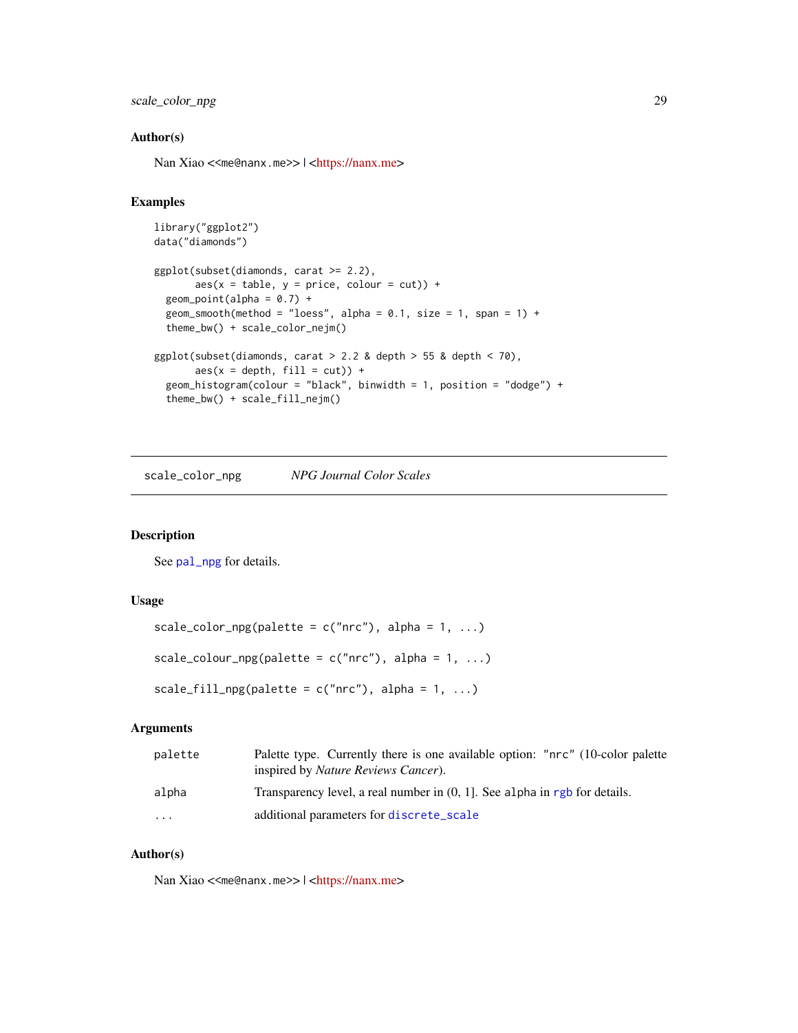### Author(s)

Nan Xiao <<me@nanx.me>> | <https://nanx.me>

### Examples

```
library("ggplot2")
data("diamonds")

ggplot(subset(diamonds, carat >= 2.2),
       aes(x = table, y = price, colour = cut)) +
  geom_point(alpha = 0.7) +
  geom_smooth(method = "loess", alpha = 0.1, size = 1, span = 1) +
  theme_bw() + scale_color_nejm()

ggplot(subset(diamonds, carat > 2.2 & depth > 55 & depth < 70),
       aes(x = depth, fill = cut)) +
  geom_histogram(colour = "black", binwidth = 1, position = "dodge") +
  theme_bw() + scale_fill_nejm()
```

---

## scale_color_npg — *NPG Journal Color Scales*

### Description

See pal_npg for details.

### Usage

```
scale_color_npg(palette = c("nrc"), alpha = 1, ...)

scale_colour_npg(palette = c("nrc"), alpha = 1, ...)

scale_fill_npg(palette = c("nrc"), alpha = 1, ...)
```

### Arguments

| | |
|---|---|
| palette | Palette type. Currently there is one available option: "nrc" (10-color palette inspired by *Nature Reviews Cancer*). |
| alpha | Transparency level, a real number in (0, 1]. See alpha in rgb for details. |
| ... | additional parameters for discrete_scale |

### Author(s)

Nan Xiao <<me@nanx.me>> | <https://nanx.me>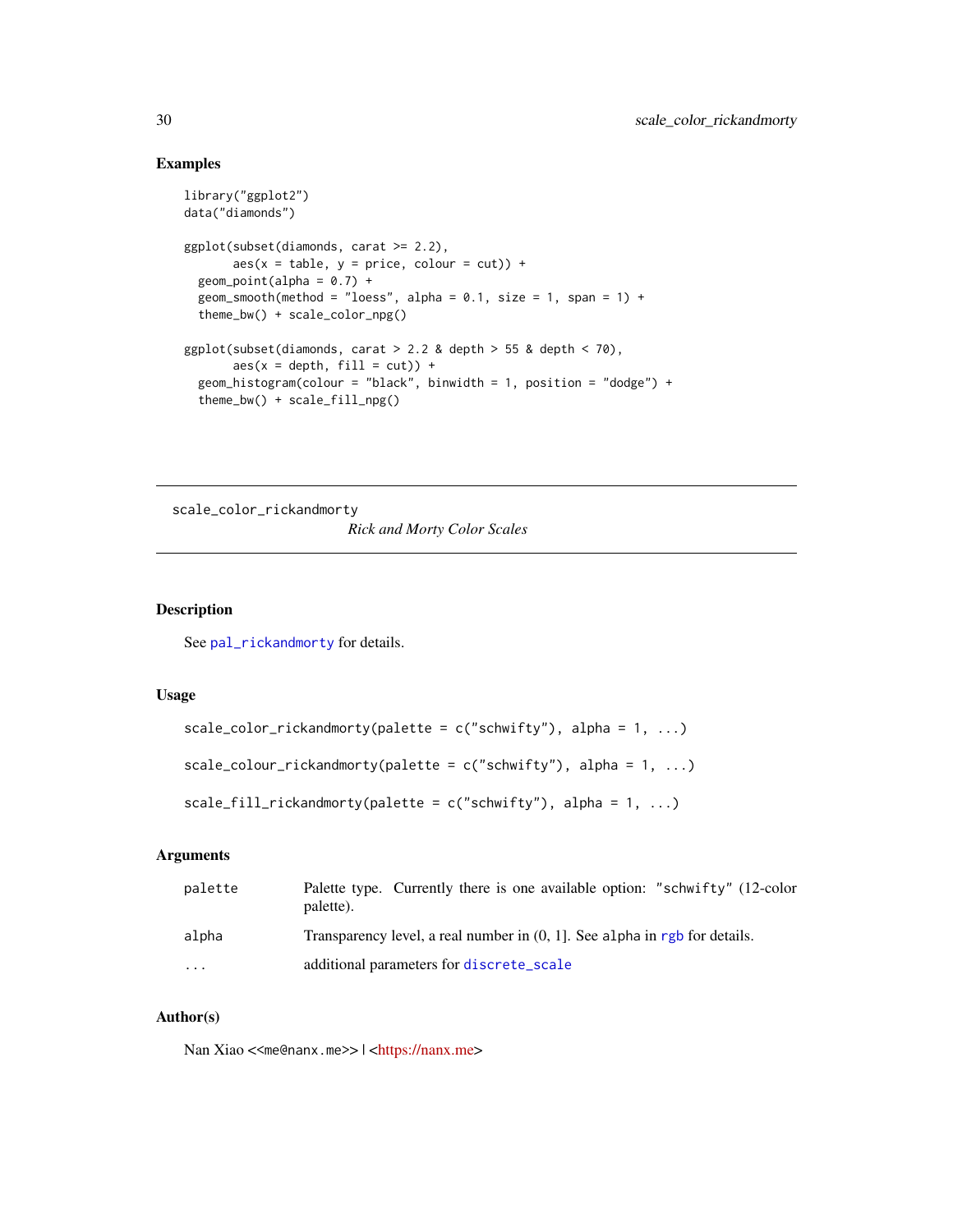## Examples

```
library("ggplot2")
data("diamonds")

ggplot(subset(diamonds, carat >= 2.2),
       aes(x = table, y = price, colour = cut)) +
  geom_point(alpha = 0.7) +
  geom_smooth(method = "loess", alpha = 0.1, size = 1, span = 1) +
  theme_bw() + scale_color_npg()

ggplot(subset(diamonds, carat > 2.2 & depth > 55 & depth < 70),
       aes(x = depth, fill = cut)) +
  geom_histogram(colour = "black", binwidth = 1, position = "dodge") +
  theme_bw() + scale_fill_npg()
```

---

# scale_color_rickandmorty

*Rick and Morty Color Scales*

---

## Description

See `pal_rickandmorty` for details.

## Usage

```
scale_color_rickandmorty(palette = c("schwifty"), alpha = 1, ...)

scale_colour_rickandmorty(palette = c("schwifty"), alpha = 1, ...)

scale_fill_rickandmorty(palette = c("schwifty"), alpha = 1, ...)
```

## Arguments

| | |
|---|---|
| `palette` | Palette type. Currently there is one available option: `"schwifty"` (12-color palette). |
| `alpha` | Transparency level, a real number in (0, 1]. See `alpha` in `rgb` for details. |
| `...` | additional parameters for `discrete_scale` |

## Author(s)

Nan Xiao <<me@nanx.me>> | <https://nanx.me>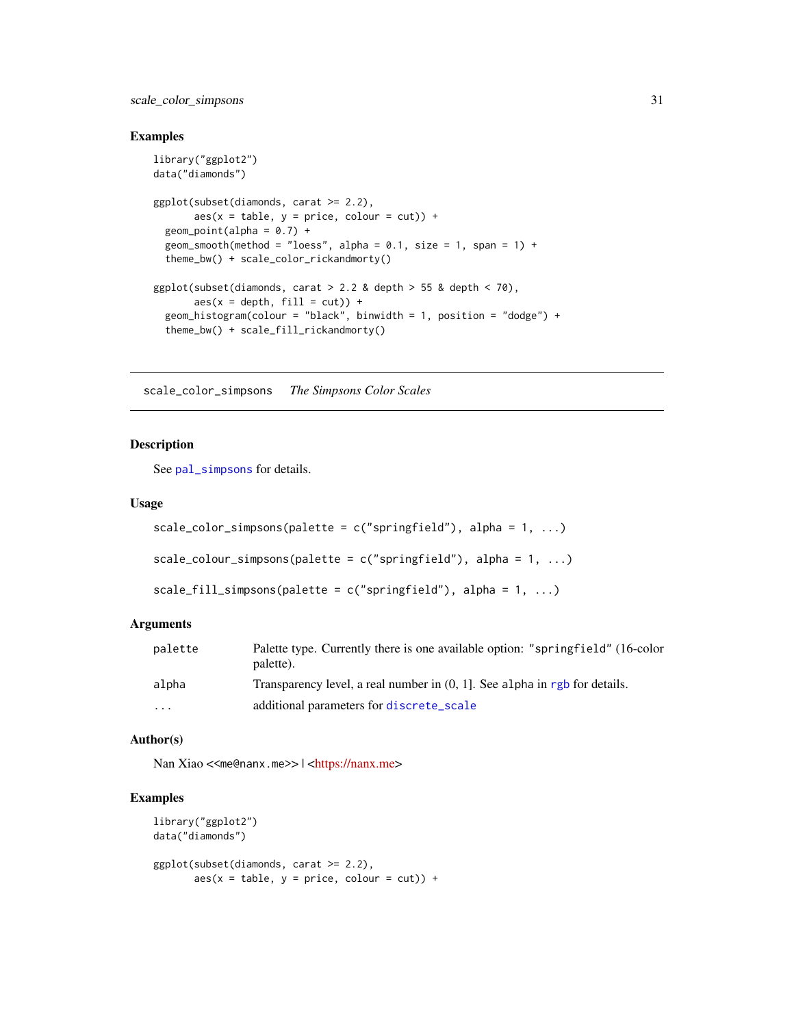### Examples

```
library("ggplot2")
data("diamonds")

ggplot(subset(diamonds, carat >= 2.2),
       aes(x = table, y = price, colour = cut)) +
  geom_point(alpha = 0.7) +
  geom_smooth(method = "loess", alpha = 0.1, size = 1, span = 1) +
  theme_bw() + scale_color_rickandmorty()

ggplot(subset(diamonds, carat > 2.2 & depth > 55 & depth < 70),
       aes(x = depth, fill = cut)) +
  geom_histogram(colour = "black", binwidth = 1, position = "dodge") +
  theme_bw() + scale_fill_rickandmorty()
```

---

## scale_color_simpsons — *The Simpsons Color Scales*

---

### Description

See pal_simpsons for details.

### Usage

```
scale_color_simpsons(palette = c("springfield"), alpha = 1, ...)

scale_colour_simpsons(palette = c("springfield"), alpha = 1, ...)

scale_fill_simpsons(palette = c("springfield"), alpha = 1, ...)
```

### Arguments

| | |
|---|---|
| palette | Palette type. Currently there is one available option: "springfield" (16-color palette). |
| alpha | Transparency level, a real number in (0, 1]. See alpha in rgb for details. |
| ... | additional parameters for discrete_scale |

### Author(s)

Nan Xiao <<me@nanx.me>> | <https://nanx.me>

### Examples

```
library("ggplot2")
data("diamonds")

ggplot(subset(diamonds, carat >= 2.2),
       aes(x = table, y = price, colour = cut)) +
```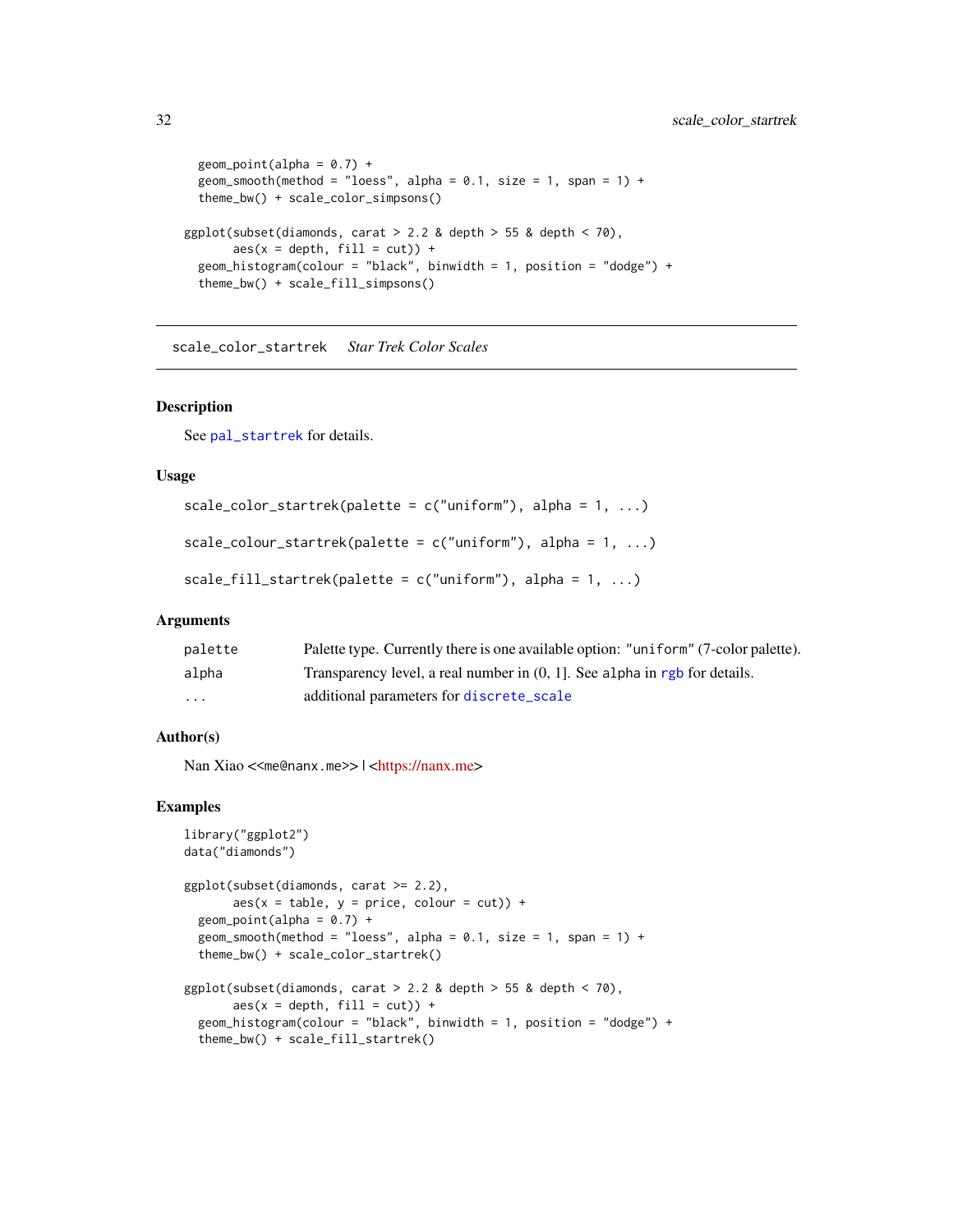```
  geom_point(alpha = 0.7) +
  geom_smooth(method = "loess", alpha = 0.1, size = 1, span = 1) +
  theme_bw() + scale_color_simpsons()

ggplot(subset(diamonds, carat > 2.2 & depth > 55 & depth < 70),
       aes(x = depth, fill = cut)) +
  geom_histogram(colour = "black", binwidth = 1, position = "dodge") +
  theme_bw() + scale_fill_simpsons()
```

---

## scale_color_startrek *Star Trek Color Scales*

---

### Description

See pal_startrek for details.

### Usage

```
scale_color_startrek(palette = c("uniform"), alpha = 1, ...)

scale_colour_startrek(palette = c("uniform"), alpha = 1, ...)

scale_fill_startrek(palette = c("uniform"), alpha = 1, ...)
```

### Arguments

| | |
|---|---|
| palette | Palette type. Currently there is one available option: "uniform" (7-color palette). |
| alpha | Transparency level, a real number in (0, 1]. See alpha in rgb for details. |
| ... | additional parameters for discrete_scale |

### Author(s)

Nan Xiao <<me@nanx.me>> | <https://nanx.me>

### Examples

```
library("ggplot2")
data("diamonds")

ggplot(subset(diamonds, carat >= 2.2),
       aes(x = table, y = price, colour = cut)) +
  geom_point(alpha = 0.7) +
  geom_smooth(method = "loess", alpha = 0.1, size = 1, span = 1) +
  theme_bw() + scale_color_startrek()

ggplot(subset(diamonds, carat > 2.2 & depth > 55 & depth < 70),
       aes(x = depth, fill = cut)) +
  geom_histogram(colour = "black", binwidth = 1, position = "dodge") +
  theme_bw() + scale_fill_startrek()
```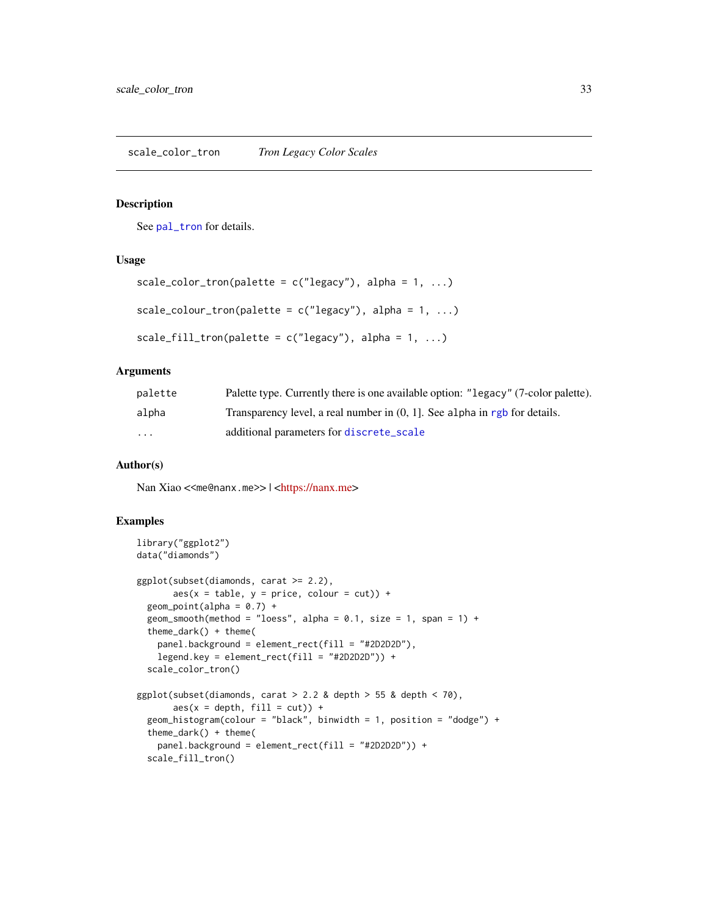## scale_color_tron — *Tron Legacy Color Scales*

### Description

See `pal_tron` for details.

### Usage

```
scale_color_tron(palette = c("legacy"), alpha = 1, ...)

scale_colour_tron(palette = c("legacy"), alpha = 1, ...)

scale_fill_tron(palette = c("legacy"), alpha = 1, ...)
```

### Arguments

| | |
|---|---|
| `palette` | Palette type. Currently there is one available option: `"legacy"` (7-color palette). |
| `alpha` | Transparency level, a real number in (0, 1]. See `alpha` in `rgb` for details. |
| `...` | additional parameters for `discrete_scale` |

### Author(s)

Nan Xiao <`<me@nanx.me>`> | <https://nanx.me>

### Examples

```
library("ggplot2")
data("diamonds")

ggplot(subset(diamonds, carat >= 2.2),
       aes(x = table, y = price, colour = cut)) +
  geom_point(alpha = 0.7) +
  geom_smooth(method = "loess", alpha = 0.1, size = 1, span = 1) +
  theme_dark() + theme(
    panel.background = element_rect(fill = "#2D2D2D"),
    legend.key = element_rect(fill = "#2D2D2D")) +
  scale_color_tron()

ggplot(subset(diamonds, carat > 2.2 & depth > 55 & depth < 70),
       aes(x = depth, fill = cut)) +
  geom_histogram(colour = "black", binwidth = 1, position = "dodge") +
  theme_dark() + theme(
    panel.background = element_rect(fill = "#2D2D2D")) +
  scale_fill_tron()
```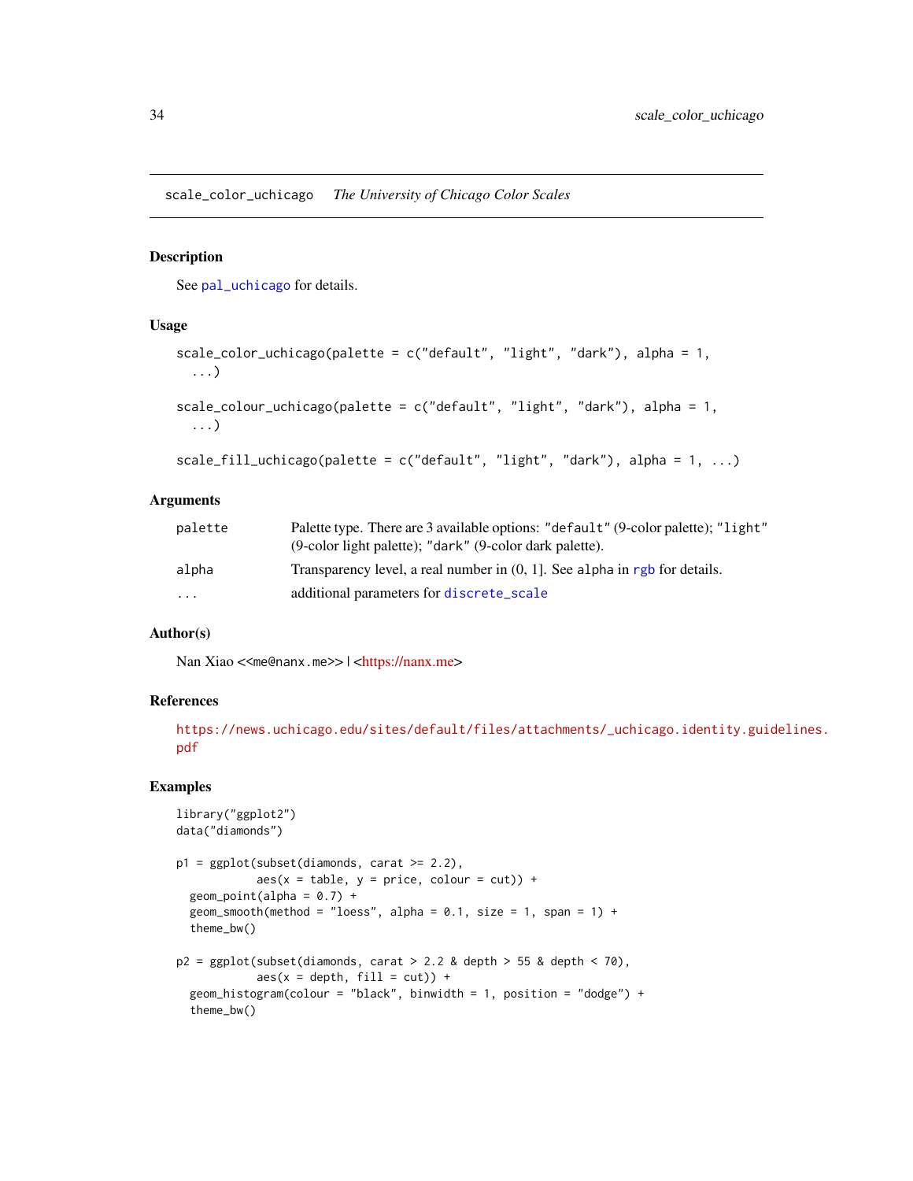## scale_color_uchicago *The University of Chicago Color Scales*

### Description

See `pal_uchicago` for details.

### Usage

```
scale_color_uchicago(palette = c("default", "light", "dark"), alpha = 1,
  ...)

scale_colour_uchicago(palette = c("default", "light", "dark"), alpha = 1,
  ...)

scale_fill_uchicago(palette = c("default", "light", "dark"), alpha = 1, ...)
```

### Arguments

| | |
|---|---|
| palette | Palette type. There are 3 available options: "default" (9-color palette); "light" (9-color light palette); "dark" (9-color dark palette). |
| alpha | Transparency level, a real number in (0, 1]. See alpha in rgb for details. |
| ... | additional parameters for discrete_scale |

### Author(s)

Nan Xiao <<me@nanx.me>> | <https://nanx.me>

### References

https://news.uchicago.edu/sites/default/files/attachments/_uchicago.identity.guidelines.pdf

### Examples

```
library("ggplot2")
data("diamonds")

p1 = ggplot(subset(diamonds, carat >= 2.2),
            aes(x = table, y = price, colour = cut)) +
  geom_point(alpha = 0.7) +
  geom_smooth(method = "loess", alpha = 0.1, size = 1, span = 1) +
  theme_bw()

p2 = ggplot(subset(diamonds, carat > 2.2 & depth > 55 & depth < 70),
            aes(x = depth, fill = cut)) +
  geom_histogram(colour = "black", binwidth = 1, position = "dodge") +
  theme_bw()
```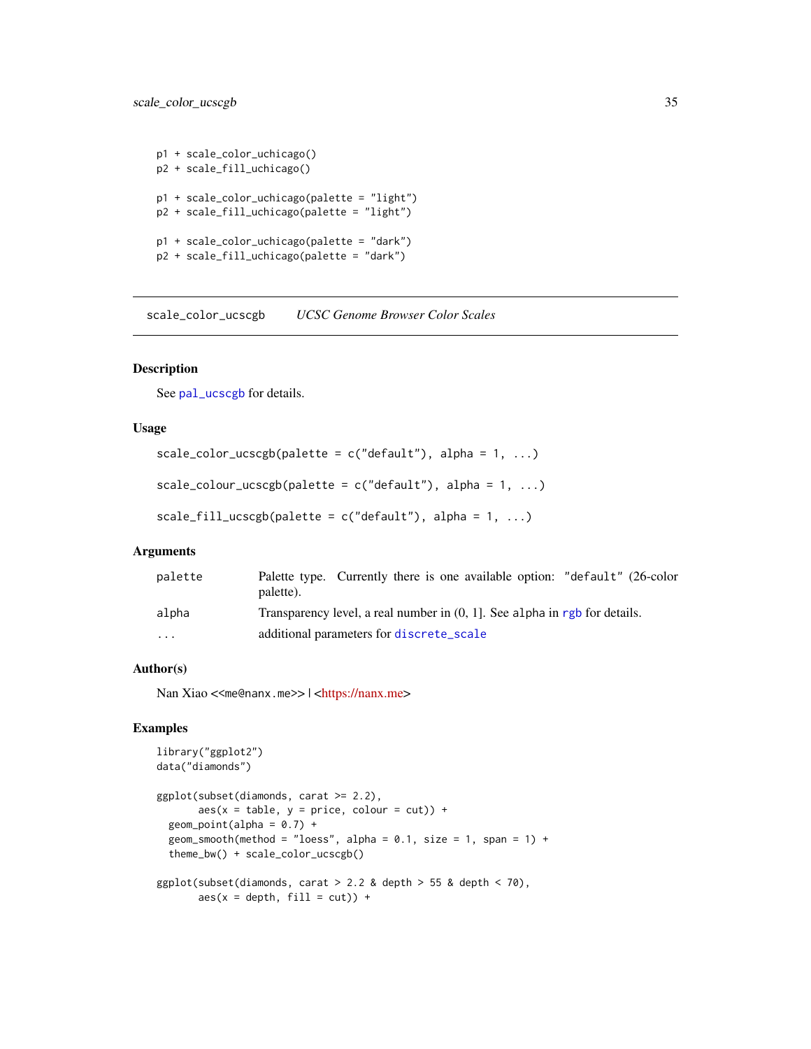```
p1 + scale_color_uchicago()
p2 + scale_fill_uchicago()

p1 + scale_color_uchicago(palette = "light")
p2 + scale_fill_uchicago(palette = "light")

p1 + scale_color_uchicago(palette = "dark")
p2 + scale_fill_uchicago(palette = "dark")
```

---

## scale_color_ucscgb *UCSC Genome Browser Color Scales*

---

### Description

See pal_ucscgb for details.

### Usage

```
scale_color_ucscgb(palette = c("default"), alpha = 1, ...)

scale_colour_ucscgb(palette = c("default"), alpha = 1, ...)

scale_fill_ucscgb(palette = c("default"), alpha = 1, ...)
```

### Arguments

| | |
|---|---|
| palette | Palette type. Currently there is one available option: "default" (26-color palette). |
| alpha | Transparency level, a real number in (0, 1]. See alpha in rgb for details. |
| ... | additional parameters for discrete_scale |

### Author(s)

Nan Xiao <<me@nanx.me>> | <https://nanx.me>

### Examples

```
library("ggplot2")
data("diamonds")

ggplot(subset(diamonds, carat >= 2.2),
       aes(x = table, y = price, colour = cut)) +
  geom_point(alpha = 0.7) +
  geom_smooth(method = "loess", alpha = 0.1, size = 1, span = 1) +
  theme_bw() + scale_color_ucscgb()

ggplot(subset(diamonds, carat > 2.2 & depth > 55 & depth < 70),
       aes(x = depth, fill = cut)) +
```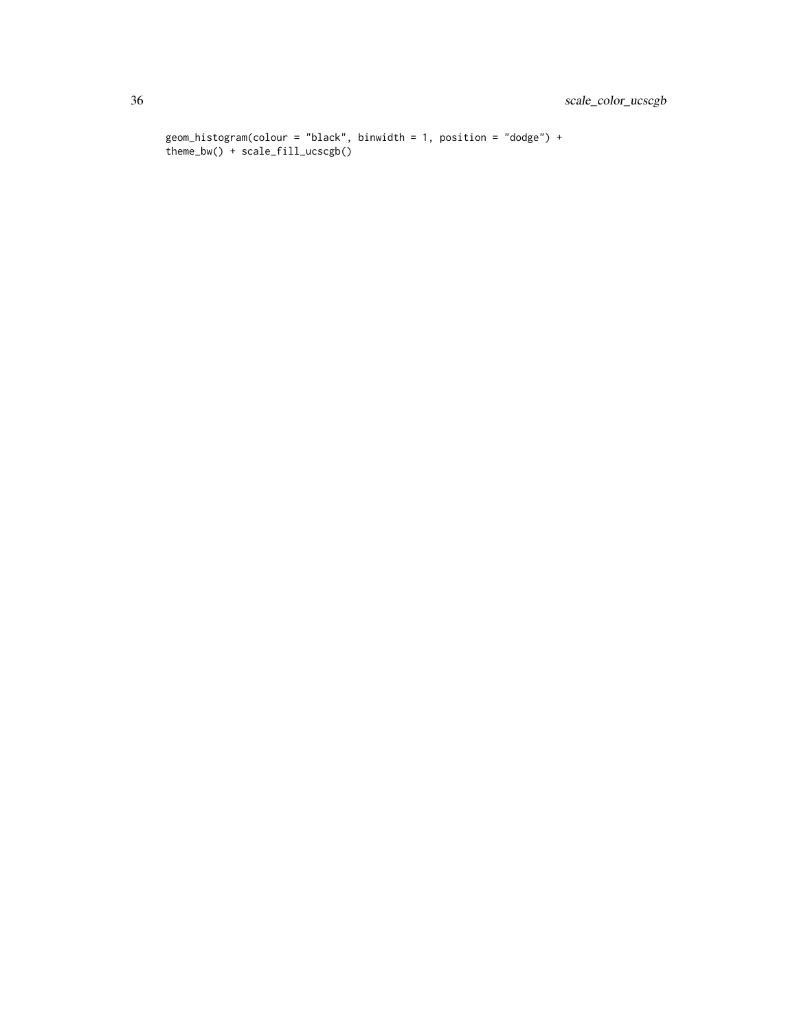```
geom_histogram(colour = "black", binwidth = 1, position = "dodge") +
theme_bw() + scale_fill_ucscgb()
```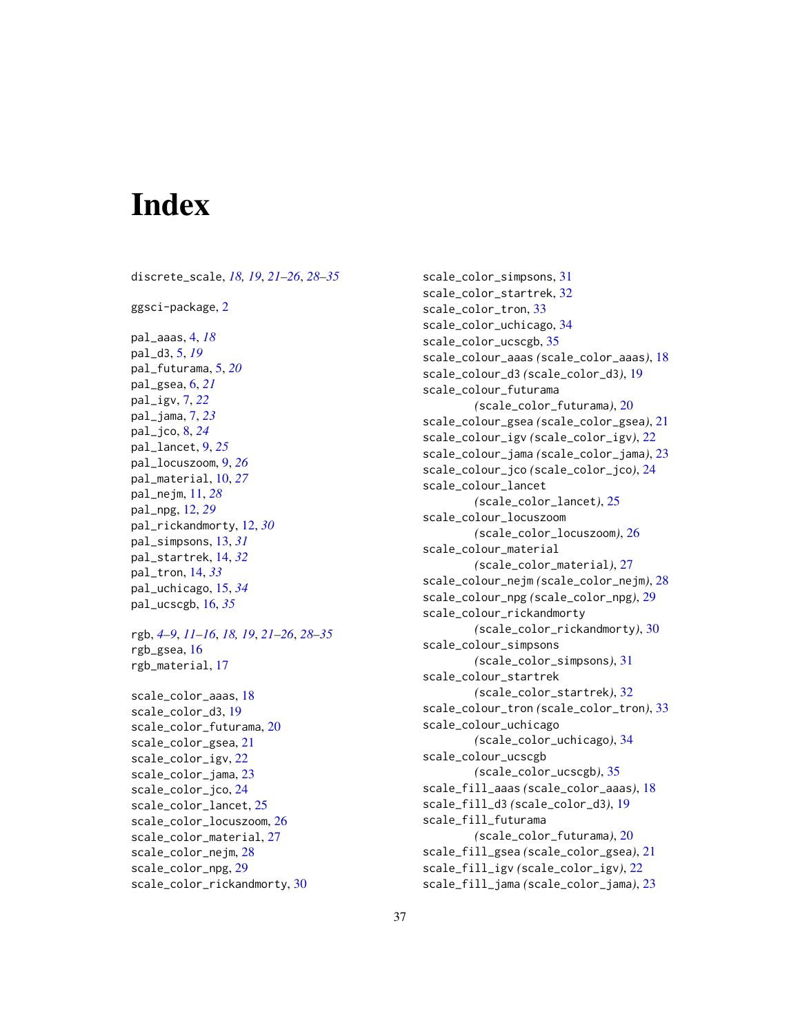# Index

discrete_scale, *18, 19*, *21–26*, *28–35*

ggsci-package, 2

pal_aaas, 4, *18*
pal_d3, 5, *19*
pal_futurama, 5, *20*
pal_gsea, 6, *21*
pal_igv, 7, *22*
pal_jama, 7, *23*
pal_jco, 8, *24*
pal_lancet, 9, *25*
pal_locuszoom, 9, *26*
pal_material, 10, *27*
pal_nejm, 11, *28*
pal_npg, 12, *29*
pal_rickandmorty, 12, *30*
pal_simpsons, 13, *31*
pal_startrek, 14, *32*
pal_tron, 14, *33*
pal_uchicago, 15, *34*
pal_ucscgb, 16, *35*

rgb, *4–9*, *11–16*, *18, 19*, *21–26*, *28–35*
rgb_gsea, 16
rgb_material, 17

scale_color_aaas, 18
scale_color_d3, 19
scale_color_futurama, 20
scale_color_gsea, 21
scale_color_igv, 22
scale_color_jama, 23
scale_color_jco, 24
scale_color_lancet, 25
scale_color_locuszoom, 26
scale_color_material, 27
scale_color_nejm, 28
scale_color_npg, 29
scale_color_rickandmorty, 30
scale_color_simpsons, 31
scale_color_startrek, 32
scale_color_tron, 33
scale_color_uchicago, 34
scale_color_ucscgb, 35
scale_colour_aaas *(scale_color_aaas)*, 18
scale_colour_d3 *(scale_color_d3)*, 19
scale_colour_futurama *(scale_color_futurama)*, 20
scale_colour_gsea *(scale_color_gsea)*, 21
scale_colour_igv *(scale_color_igv)*, 22
scale_colour_jama *(scale_color_jama)*, 23
scale_colour_jco *(scale_color_jco)*, 24
scale_colour_lancet *(scale_color_lancet)*, 25
scale_colour_locuszoom *(scale_color_locuszoom)*, 26
scale_colour_material *(scale_color_material)*, 27
scale_colour_nejm *(scale_color_nejm)*, 28
scale_colour_npg *(scale_color_npg)*, 29
scale_colour_rickandmorty *(scale_color_rickandmorty)*, 30
scale_colour_simpsons *(scale_color_simpsons)*, 31
scale_colour_startrek *(scale_color_startrek)*, 32
scale_colour_tron *(scale_color_tron)*, 33
scale_colour_uchicago *(scale_color_uchicago)*, 34
scale_colour_ucscgb *(scale_color_ucscgb)*, 35
scale_fill_aaas *(scale_color_aaas)*, 18
scale_fill_d3 *(scale_color_d3)*, 19
scale_fill_futurama *(scale_color_futurama)*, 20
scale_fill_gsea *(scale_color_gsea)*, 21
scale_fill_igv *(scale_color_igv)*, 22
scale_fill_jama *(scale_color_jama)*, 23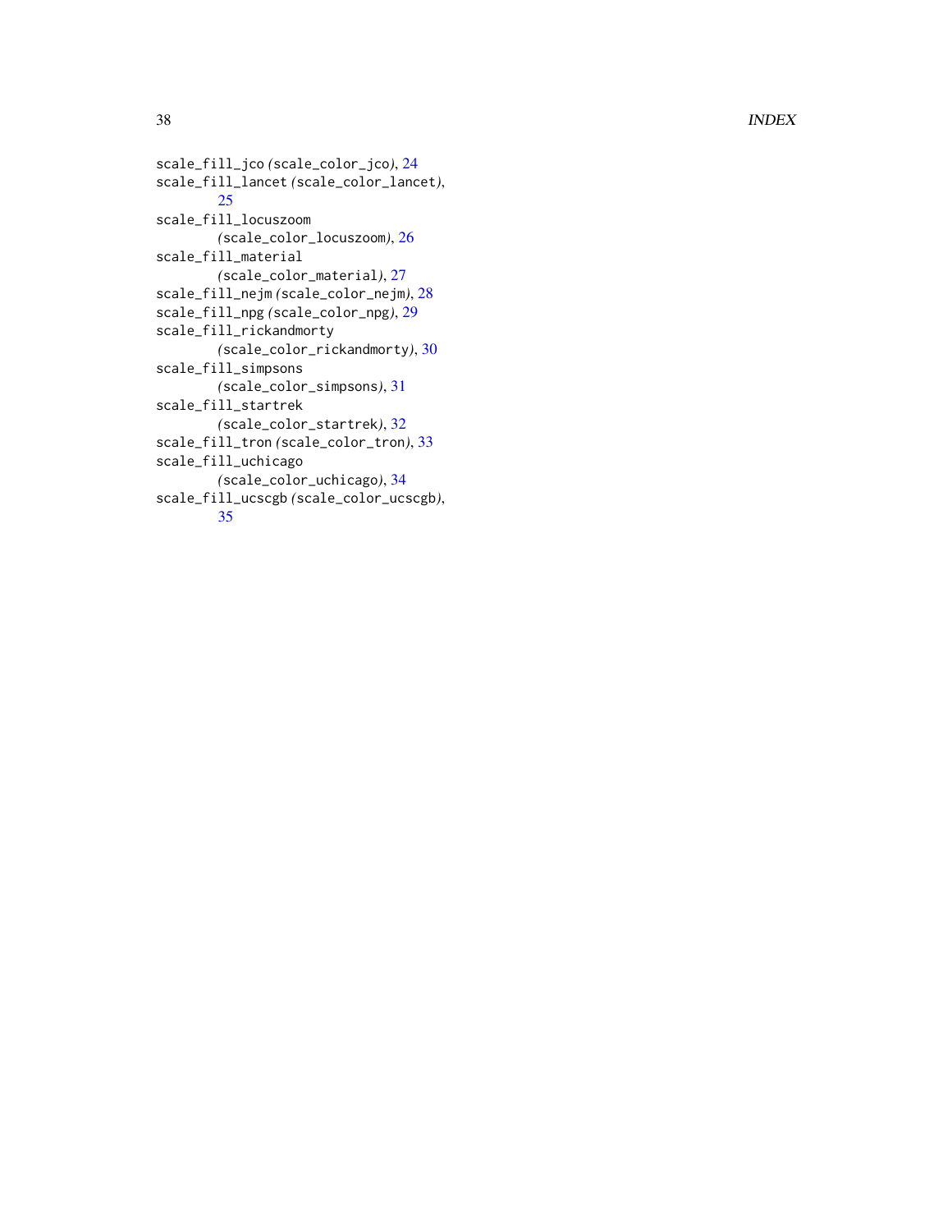scale_fill_jco (scale_color_jco), 24
scale_fill_lancet (scale_color_lancet), 25
scale_fill_locuszoom (scale_color_locuszoom), 26
scale_fill_material (scale_color_material), 27
scale_fill_nejm (scale_color_nejm), 28
scale_fill_npg (scale_color_npg), 29
scale_fill_rickandmorty (scale_color_rickandmorty), 30
scale_fill_simpsons (scale_color_simpsons), 31
scale_fill_startrek (scale_color_startrek), 32
scale_fill_tron (scale_color_tron), 33
scale_fill_uchicago (scale_color_uchicago), 34
scale_fill_ucscgb (scale_color_ucscgb), 35